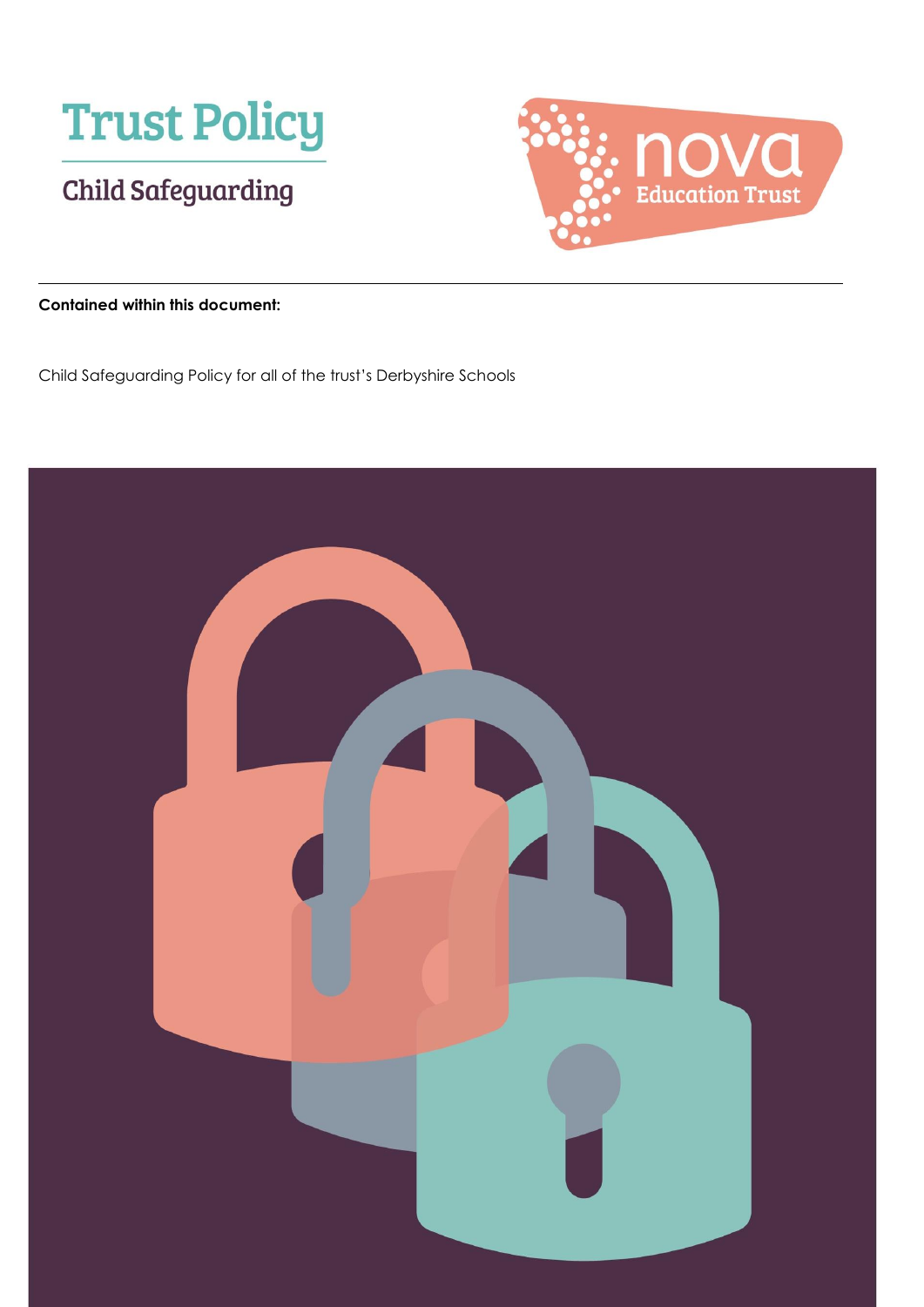# Trust Policy

## Child Safeguarding

nova Education Trust

**Contained within this document:**

Child Safeguarding Policy for all of the trust's Derbyshire Schools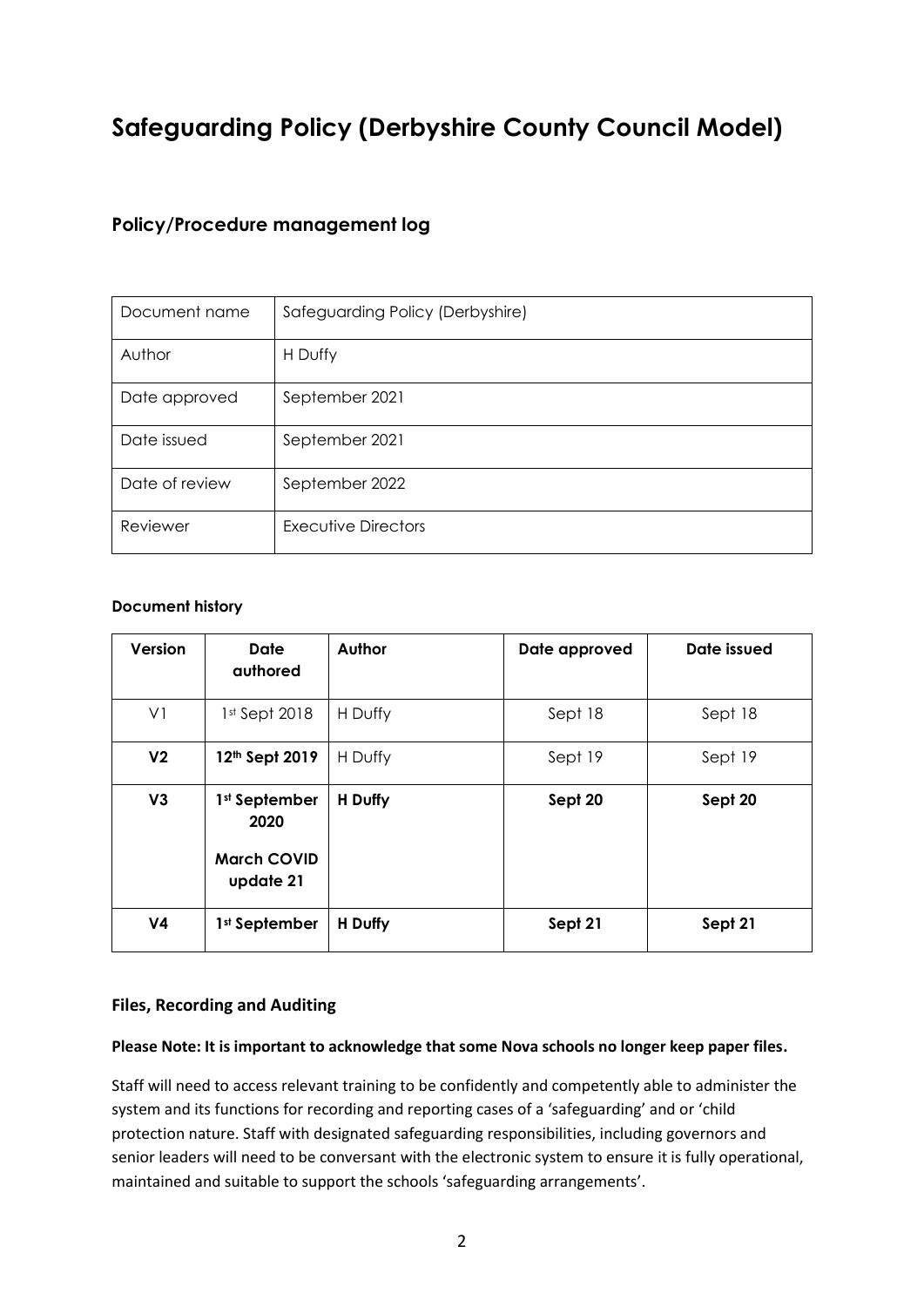# Safeguarding Policy (Derbyshire County Council Model)

## Policy/Procedure management log

| Document name | Safeguarding Policy (Derbyshire) |
|---|---|
| Author | H Duffy |
| Date approved | September 2021 |
| Date issued | September 2021 |
| Date of review | September 2022 |
| Reviewer | Executive Directors |

**Document history**

| Version | Date authored | Author | Date approved | Date issued |
|---|---|---|---|---|
| V1 | 1st Sept 2018 | H Duffy | Sept 18 | Sept 18 |
| **V2** | **12th Sept 2019** | H Duffy | Sept 19 | Sept 19 |
| **V3** | **1st September 2020**<br>**March COVID update 21** | **H Duffy** | **Sept 20** | **Sept 20** |
| **V4** | **1st September** | **H Duffy** | **Sept 21** | **Sept 21** |

### Files, Recording and Auditing

**Please Note: It is important to acknowledge that some Nova schools no longer keep paper files.**

Staff will need to access relevant training to be confidently and competently able to administer the system and its functions for recording and reporting cases of a 'safeguarding' and or 'child protection nature. Staff with designated safeguarding responsibilities, including governors and senior leaders will need to be conversant with the electronic system to ensure it is fully operational, maintained and suitable to support the schools 'safeguarding arrangements'.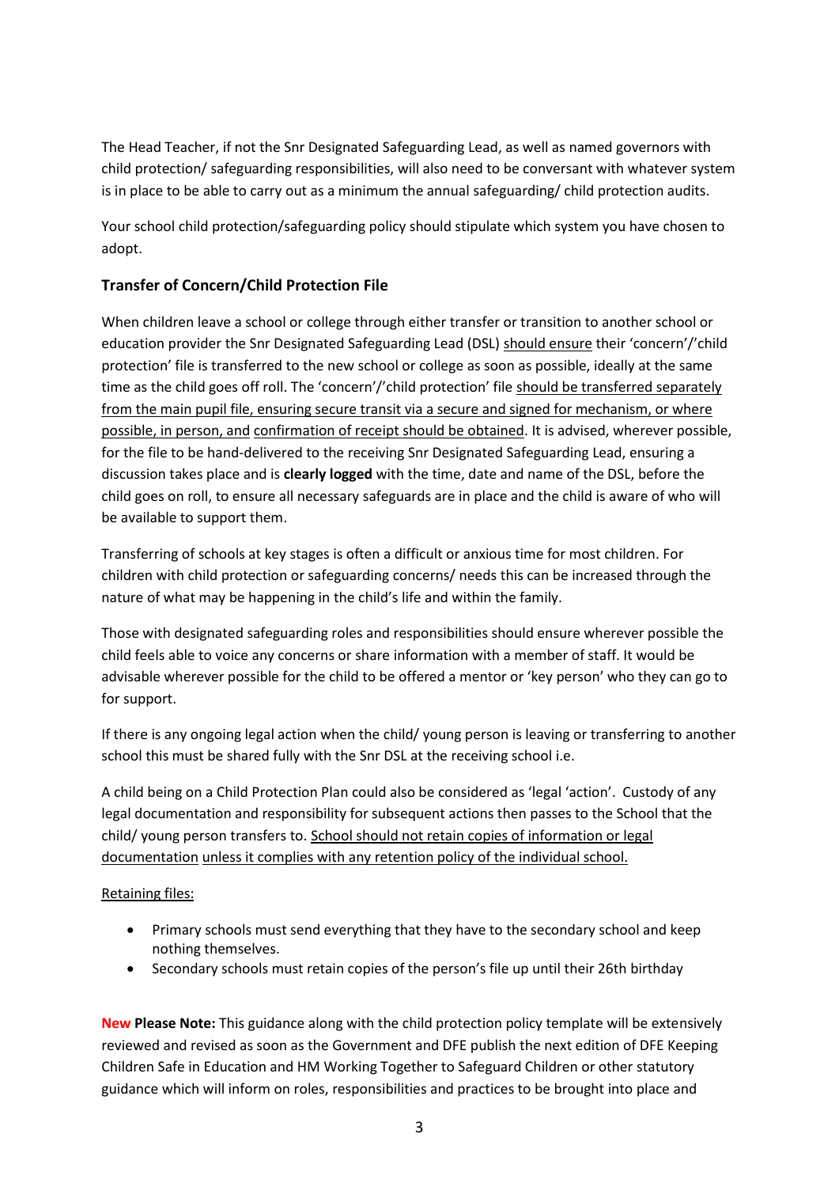The Head Teacher, if not the Snr Designated Safeguarding Lead, as well as named governors with child protection/ safeguarding responsibilities, will also need to be conversant with whatever system is in place to be able to carry out as a minimum the annual safeguarding/ child protection audits.

Your school child protection/safeguarding policy should stipulate which system you have chosen to adopt.

### Transfer of Concern/Child Protection File

When children leave a school or college through either transfer or transition to another school or education provider the Snr Designated Safeguarding Lead (DSL) <u>should ensure</u> their 'concern'/'child protection' file is transferred to the new school or college as soon as possible, ideally at the same time as the child goes off roll. The 'concern'/'child protection' file <u>should be transferred separately from the main pupil file, ensuring secure transit via a secure and signed for mechanism, or where possible, in person, and</u> <u>confirmation of receipt should be obtained</u>. It is advised, wherever possible, for the file to be hand-delivered to the receiving Snr Designated Safeguarding Lead, ensuring a discussion takes place and is **clearly logged** with the time, date and name of the DSL, before the child goes on roll, to ensure all necessary safeguards are in place and the child is aware of who will be available to support them.

Transferring of schools at key stages is often a difficult or anxious time for most children. For children with child protection or safeguarding concerns/ needs this can be increased through the nature of what may be happening in the child's life and within the family.

Those with designated safeguarding roles and responsibilities should ensure wherever possible the child feels able to voice any concerns or share information with a member of staff. It would be advisable wherever possible for the child to be offered a mentor or 'key person' who they can go to for support.

If there is any ongoing legal action when the child/ young person is leaving or transferring to another school this must be shared fully with the Snr DSL at the receiving school i.e.

A child being on a Child Protection Plan could also be considered as 'legal 'action'. Custody of any legal documentation and responsibility for subsequent actions then passes to the School that the child/ young person transfers to. <u>School should not retain copies of information or legal documentation</u> <u>unless it complies with any retention policy of the individual school.</u>

<u>Retaining files:</u>

- Primary schools must send everything that they have to the secondary school and keep nothing themselves.
- Secondary schools must retain copies of the person's file up until their 26th birthday

**New Please Note:** This guidance along with the child protection policy template will be extensively reviewed and revised as soon as the Government and DFE publish the next edition of DFE Keeping Children Safe in Education and HM Working Together to Safeguard Children or other statutory guidance which will inform on roles, responsibilities and practices to be brought into place and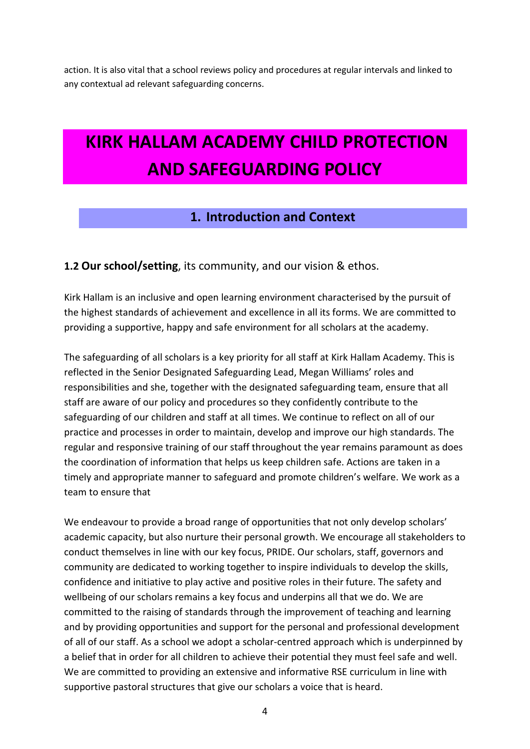action. It is also vital that a school reviews policy and procedures at regular intervals and linked to any contextual ad relevant safeguarding concerns.

# KIRK HALLAM ACADEMY CHILD PROTECTION AND SAFEGUARDING POLICY

## 1. Introduction and Context

### 1.2 **Our school/setting**, its community, and our vision & ethos.

Kirk Hallam is an inclusive and open learning environment characterised by the pursuit of the highest standards of achievement and excellence in all its forms. We are committed to providing a supportive, happy and safe environment for all scholars at the academy.

The safeguarding of all scholars is a key priority for all staff at Kirk Hallam Academy. This is reflected in the Senior Designated Safeguarding Lead, Megan Williams' roles and responsibilities and she, together with the designated safeguarding team, ensure that all staff are aware of our policy and procedures so they confidently contribute to the safeguarding of our children and staff at all times. We continue to reflect on all of our practice and processes in order to maintain, develop and improve our high standards. The regular and responsive training of our staff throughout the year remains paramount as does the coordination of information that helps us keep children safe. Actions are taken in a timely and appropriate manner to safeguard and promote children's welfare. We work as a team to ensure that

We endeavour to provide a broad range of opportunities that not only develop scholars' academic capacity, but also nurture their personal growth. We encourage all stakeholders to conduct themselves in line with our key focus, PRIDE. Our scholars, staff, governors and community are dedicated to working together to inspire individuals to develop the skills, confidence and initiative to play active and positive roles in their future. The safety and wellbeing of our scholars remains a key focus and underpins all that we do. We are committed to the raising of standards through the improvement of teaching and learning and by providing opportunities and support for the personal and professional development of all of our staff. As a school we adopt a scholar-centred approach which is underpinned by a belief that in order for all children to achieve their potential they must feel safe and well. We are committed to providing an extensive and informative RSE curriculum in line with supportive pastoral structures that give our scholars a voice that is heard.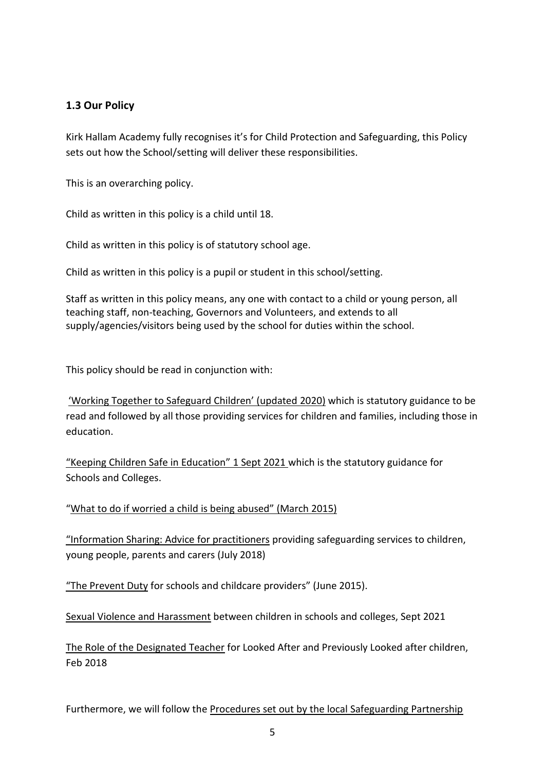### 1.3 Our Policy

Kirk Hallam Academy fully recognises it's for Child Protection and Safeguarding, this Policy sets out how the School/setting will deliver these responsibilities.

This is an overarching policy.

Child as written in this policy is a child until 18.

Child as written in this policy is of statutory school age.

Child as written in this policy is a pupil or student in this school/setting.

Staff as written in this policy means, any one with contact to a child or young person, all teaching staff, non-teaching, Governors and Volunteers, and extends to all supply/agencies/visitors being used by the school for duties within the school.

This policy should be read in conjunction with:

'Working Together to Safeguard Children' (updated 2020) which is statutory guidance to be read and followed by all those providing services for children and families, including those in education.

"Keeping Children Safe in Education" 1 Sept 2021 which is the statutory guidance for Schools and Colleges.

"What to do if worried a child is being abused" (March 2015)

"Information Sharing: Advice for practitioners providing safeguarding services to children, young people, parents and carers (July 2018)

"The Prevent Duty for schools and childcare providers" (June 2015).

Sexual Violence and Harassment between children in schools and colleges, Sept 2021

The Role of the Designated Teacher for Looked After and Previously Looked after children, Feb 2018

Furthermore, we will follow the Procedures set out by the local Safeguarding Partnership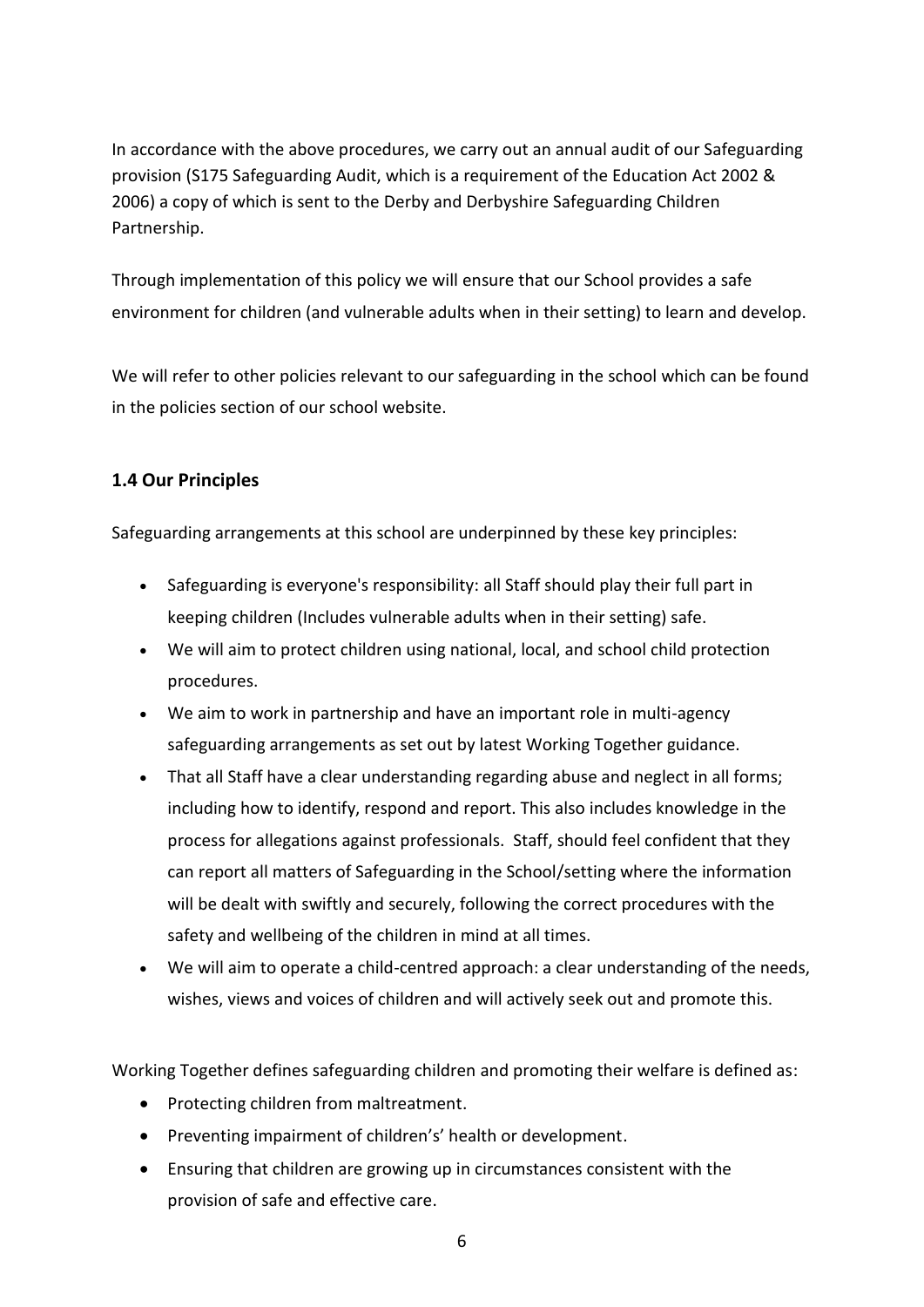In accordance with the above procedures, we carry out an annual audit of our Safeguarding provision (S175 Safeguarding Audit, which is a requirement of the Education Act 2002 & 2006) a copy of which is sent to the Derby and Derbyshire Safeguarding Children Partnership.

Through implementation of this policy we will ensure that our School provides a safe environment for children (and vulnerable adults when in their setting) to learn and develop.

We will refer to other policies relevant to our safeguarding in the school which can be found in the policies section of our school website.

### 1.4 Our Principles

Safeguarding arrangements at this school are underpinned by these key principles:

- Safeguarding is everyone's responsibility: all Staff should play their full part in keeping children (Includes vulnerable adults when in their setting) safe.
- We will aim to protect children using national, local, and school child protection procedures.
- We aim to work in partnership and have an important role in multi-agency safeguarding arrangements as set out by latest Working Together guidance.
- That all Staff have a clear understanding regarding abuse and neglect in all forms; including how to identify, respond and report. This also includes knowledge in the process for allegations against professionals. Staff, should feel confident that they can report all matters of Safeguarding in the School/setting where the information will be dealt with swiftly and securely, following the correct procedures with the safety and wellbeing of the children in mind at all times.
- We will aim to operate a child-centred approach: a clear understanding of the needs, wishes, views and voices of children and will actively seek out and promote this.

Working Together defines safeguarding children and promoting their welfare is defined as:

- Protecting children from maltreatment.
- Preventing impairment of children's' health or development.
- Ensuring that children are growing up in circumstances consistent with the provision of safe and effective care.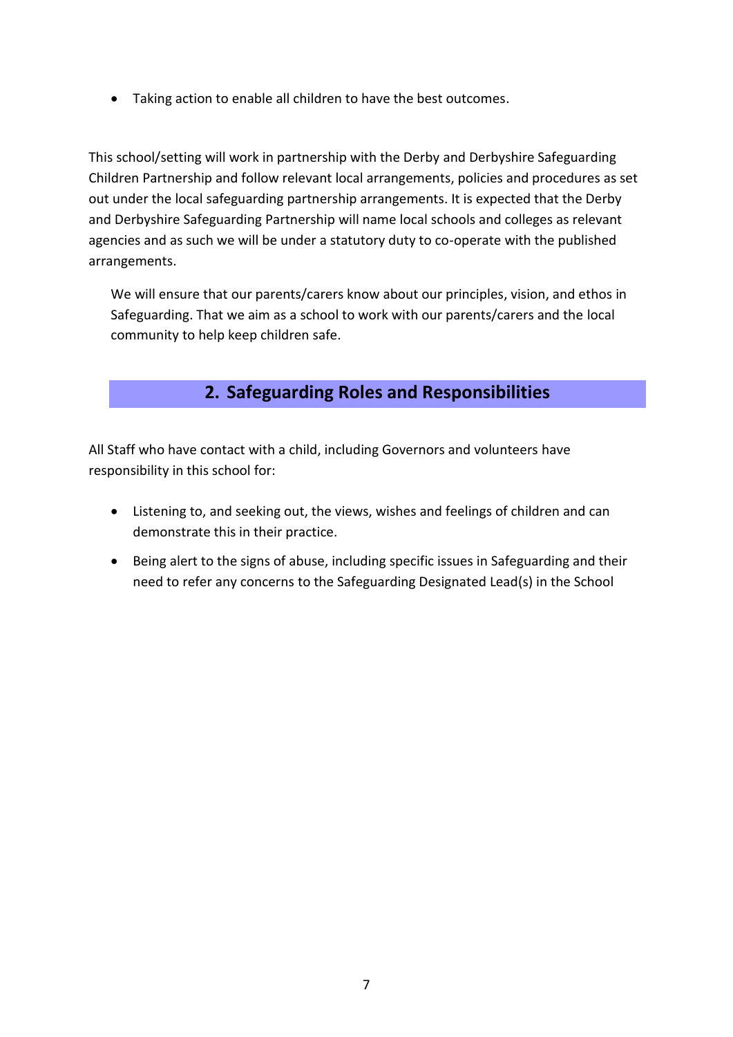- Taking action to enable all children to have the best outcomes.

This school/setting will work in partnership with the Derby and Derbyshire Safeguarding Children Partnership and follow relevant local arrangements, policies and procedures as set out under the local safeguarding partnership arrangements. It is expected that the Derby and Derbyshire Safeguarding Partnership will name local schools and colleges as relevant agencies and as such we will be under a statutory duty to co-operate with the published arrangements.

We will ensure that our parents/carers know about our principles, vision, and ethos in Safeguarding. That we aim as a school to work with our parents/carers and the local community to help keep children safe.

## 2. Safeguarding Roles and Responsibilities

All Staff who have contact with a child, including Governors and volunteers have responsibility in this school for:

- Listening to, and seeking out, the views, wishes and feelings of children and can demonstrate this in their practice.
- Being alert to the signs of abuse, including specific issues in Safeguarding and their need to refer any concerns to the Safeguarding Designated Lead(s) in the School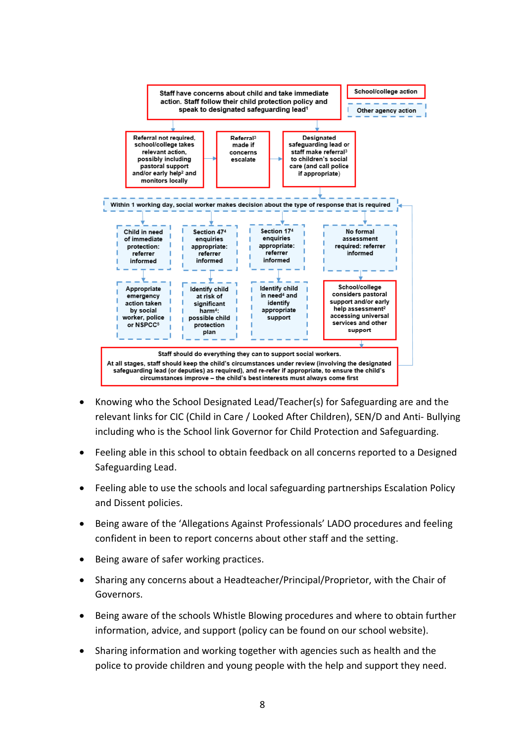Staff have concerns about child and take immediate action. Staff follow their child protection policy and speak to designated safeguarding lead[1]

School/college action

Other agency action

Referral not required, school/college takes relevant action, possibly including pastoral support and/or early help[2] and monitors locally

Referral[3] made if concerns escalate

Designated safeguarding lead or staff make referral[3] to children's social care (and call police if appropriate)

Within 1 working day, social worker makes decision about the type of response that is required

Child in need of immediate protection: referrer informed

Section 47[4] enquiries appropriate: referrer informed

Section 17[4] enquiries appropriate: referrer informed

No formal assessment required: referrer informed

Appropriate emergency action taken by social worker, police or NSPCC[5]

Identify child at risk of significant harm[4]: possible child protection plan

Identify child in need[4] and identify appropriate support

School/college considers pastoral support and/or early help assessment[2] accessing universal services and other support

Staff should do everything they can to support social workers.

At all stages, staff should keep the child's circumstances under review (involving the designated safeguarding lead (or deputies) as required), and re-refer if appropriate, to ensure the child's circumstances improve – the child's best interests must always come first

- Knowing who the School Designated Lead/Teacher(s) for Safeguarding are and the relevant links for CIC (Child in Care / Looked After Children), SEN/D and Anti- Bullying including who is the School link Governor for Child Protection and Safeguarding.
- Feeling able in this school to obtain feedback on all concerns reported to a Designed Safeguarding Lead.
- Feeling able to use the schools and local safeguarding partnerships Escalation Policy and Dissent policies.
- Being aware of the 'Allegations Against Professionals' LADO procedures and feeling confident in been to report concerns about other staff and the setting.
- Being aware of safer working practices.
- Sharing any concerns about a Headteacher/Principal/Proprietor, with the Chair of Governors.
- Being aware of the schools Whistle Blowing procedures and where to obtain further information, advice, and support (policy can be found on our school website).
- Sharing information and working together with agencies such as health and the police to provide children and young people with the help and support they need.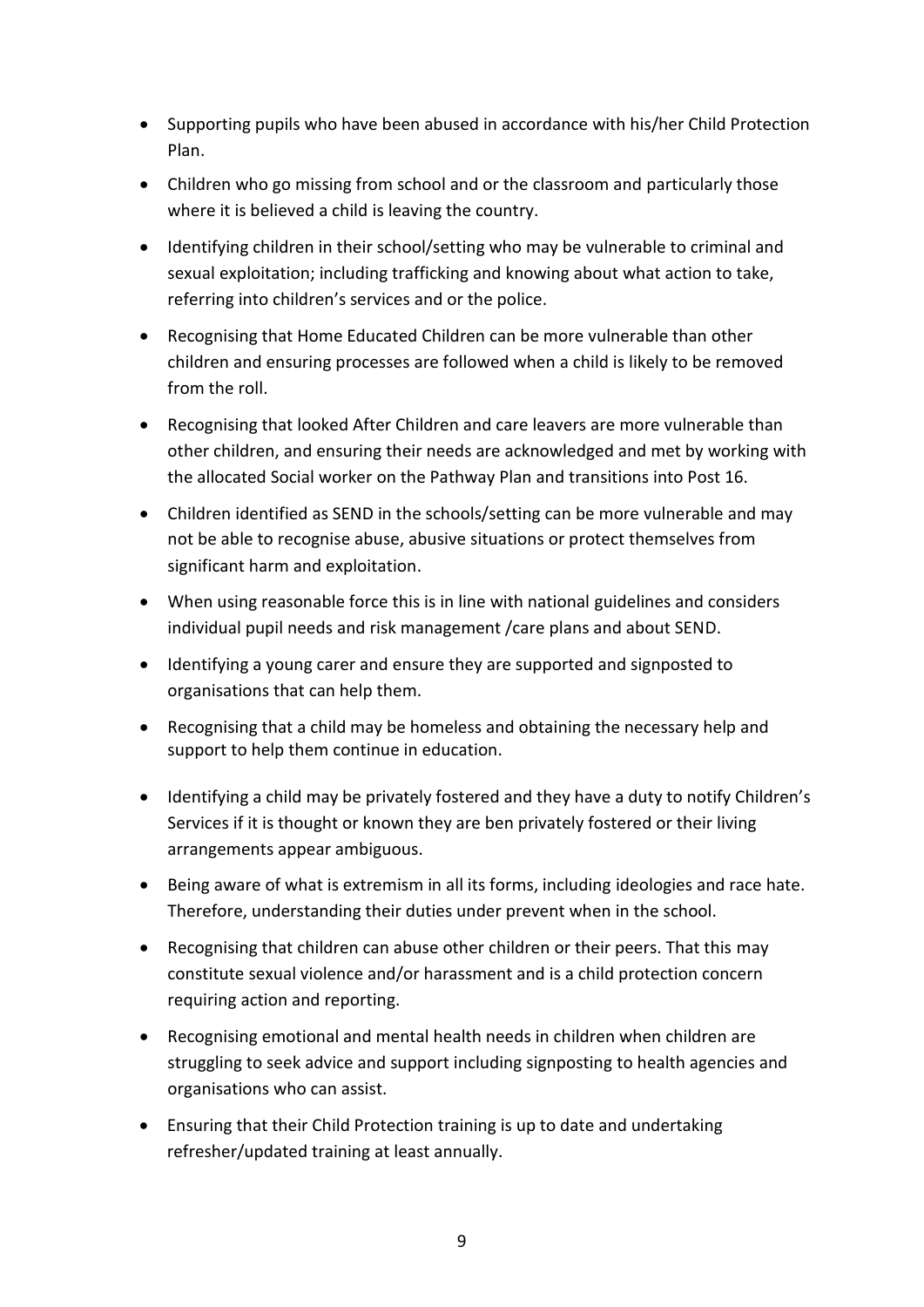- Supporting pupils who have been abused in accordance with his/her Child Protection Plan.
- Children who go missing from school and or the classroom and particularly those where it is believed a child is leaving the country.
- Identifying children in their school/setting who may be vulnerable to criminal and sexual exploitation; including trafficking and knowing about what action to take, referring into children's services and or the police.
- Recognising that Home Educated Children can be more vulnerable than other children and ensuring processes are followed when a child is likely to be removed from the roll.
- Recognising that looked After Children and care leavers are more vulnerable than other children, and ensuring their needs are acknowledged and met by working with the allocated Social worker on the Pathway Plan and transitions into Post 16.
- Children identified as SEND in the schools/setting can be more vulnerable and may not be able to recognise abuse, abusive situations or protect themselves from significant harm and exploitation.
- When using reasonable force this is in line with national guidelines and considers individual pupil needs and risk management /care plans and about SEND.
- Identifying a young carer and ensure they are supported and signposted to organisations that can help them.
- Recognising that a child may be homeless and obtaining the necessary help and support to help them continue in education.
- Identifying a child may be privately fostered and they have a duty to notify Children's Services if it is thought or known they are ben privately fostered or their living arrangements appear ambiguous.
- Being aware of what is extremism in all its forms, including ideologies and race hate. Therefore, understanding their duties under prevent when in the school.
- Recognising that children can abuse other children or their peers. That this may constitute sexual violence and/or harassment and is a child protection concern requiring action and reporting.
- Recognising emotional and mental health needs in children when children are struggling to seek advice and support including signposting to health agencies and organisations who can assist.
- Ensuring that their Child Protection training is up to date and undertaking refresher/updated training at least annually.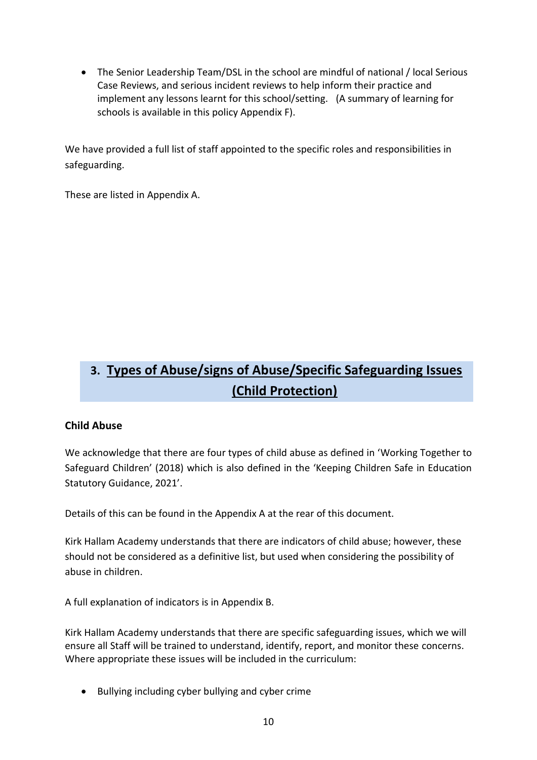- The Senior Leadership Team/DSL in the school are mindful of national / local Serious Case Reviews, and serious incident reviews to help inform their practice and implement any lessons learnt for this school/setting. (A summary of learning for schools is available in this policy Appendix F).

We have provided a full list of staff appointed to the specific roles and responsibilities in safeguarding.

These are listed in Appendix A.

## 3. Types of Abuse/signs of Abuse/Specific Safeguarding Issues (Child Protection)

**Child Abuse**

We acknowledge that there are four types of child abuse as defined in 'Working Together to Safeguard Children' (2018) which is also defined in the 'Keeping Children Safe in Education Statutory Guidance, 2021'.

Details of this can be found in the Appendix A at the rear of this document.

Kirk Hallam Academy understands that there are indicators of child abuse; however, these should not be considered as a definitive list, but used when considering the possibility of abuse in children.

A full explanation of indicators is in Appendix B.

Kirk Hallam Academy understands that there are specific safeguarding issues, which we will ensure all Staff will be trained to understand, identify, report, and monitor these concerns. Where appropriate these issues will be included in the curriculum:

- Bullying including cyber bullying and cyber crime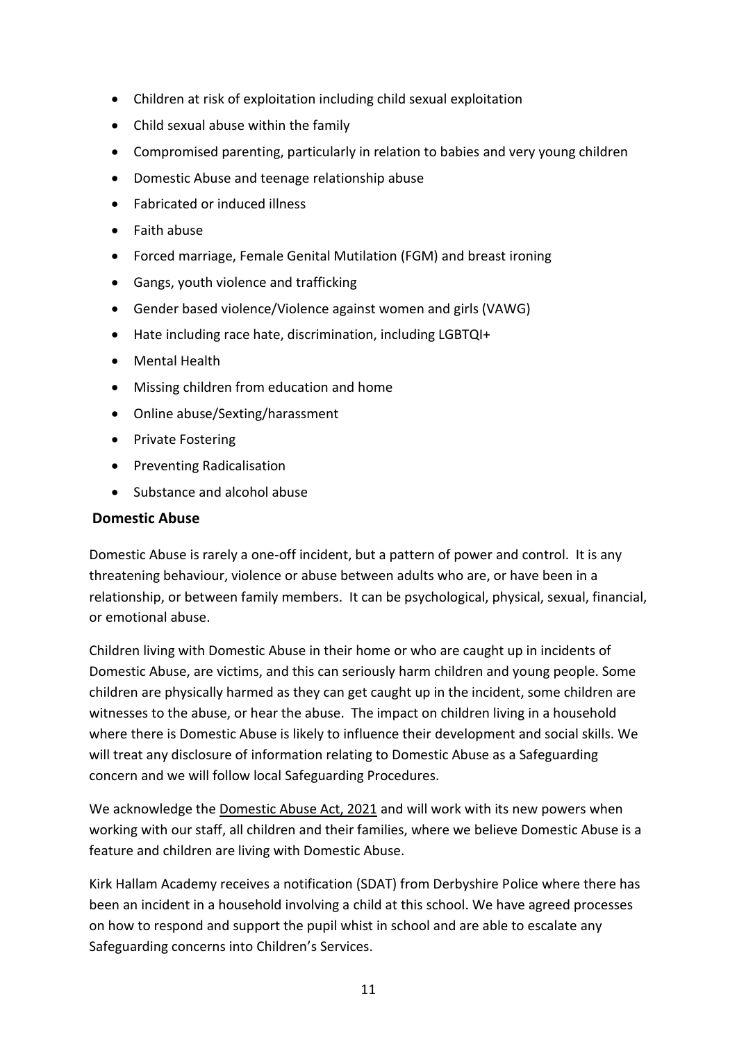- Children at risk of exploitation including child sexual exploitation
- Child sexual abuse within the family
- Compromised parenting, particularly in relation to babies and very young children
- Domestic Abuse and teenage relationship abuse
- Fabricated or induced illness
- Faith abuse
- Forced marriage, Female Genital Mutilation (FGM) and breast ironing
- Gangs, youth violence and trafficking
- Gender based violence/Violence against women and girls (VAWG)
- Hate including race hate, discrimination, including LGBTQI+
- Mental Health
- Missing children from education and home
- Online abuse/Sexting/harassment
- Private Fostering
- Preventing Radicalisation
- Substance and alcohol abuse

## Domestic Abuse

Domestic Abuse is rarely a one-off incident, but a pattern of power and control. It is any threatening behaviour, violence or abuse between adults who are, or have been in a relationship, or between family members. It can be psychological, physical, sexual, financial, or emotional abuse.

Children living with Domestic Abuse in their home or who are caught up in incidents of Domestic Abuse, are victims, and this can seriously harm children and young people. Some children are physically harmed as they can get caught up in the incident, some children are witnesses to the abuse, or hear the abuse. The impact on children living in a household where there is Domestic Abuse is likely to influence their development and social skills. We will treat any disclosure of information relating to Domestic Abuse as a Safeguarding concern and we will follow local Safeguarding Procedures.

We acknowledge the Domestic Abuse Act, 2021 and will work with its new powers when working with our staff, all children and their families, where we believe Domestic Abuse is a feature and children are living with Domestic Abuse.

Kirk Hallam Academy receives a notification (SDAT) from Derbyshire Police where there has been an incident in a household involving a child at this school. We have agreed processes on how to respond and support the pupil whist in school and are able to escalate any Safeguarding concerns into Children's Services.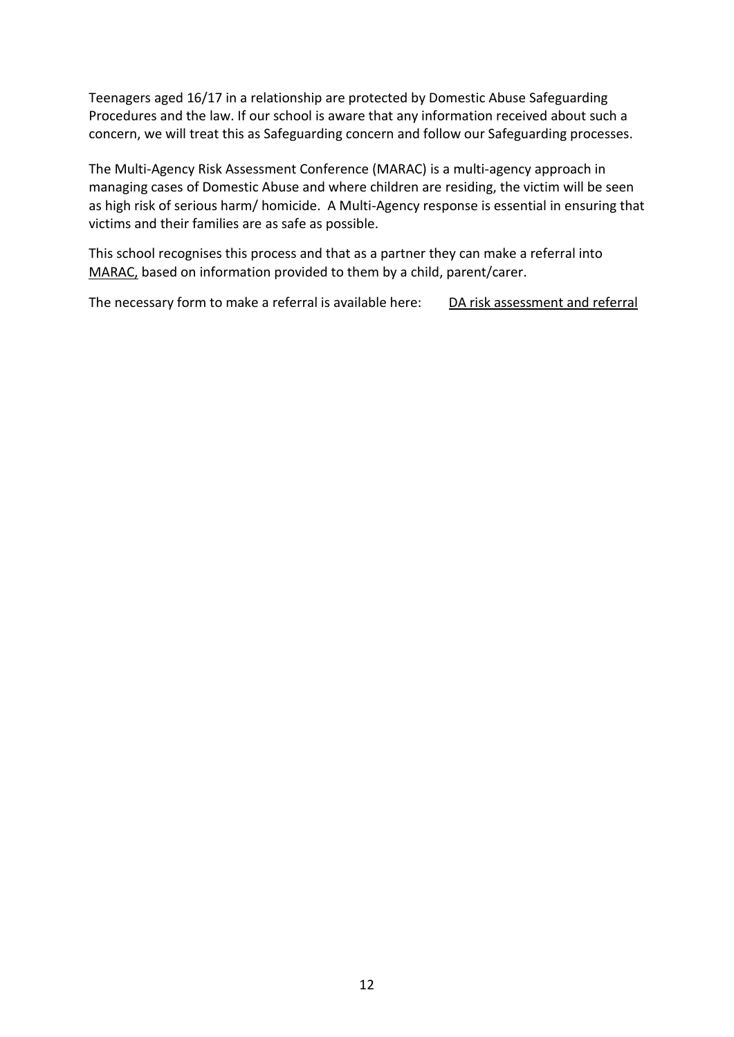Teenagers aged 16/17 in a relationship are protected by Domestic Abuse Safeguarding Procedures and the law. If our school is aware that any information received about such a concern, we will treat this as Safeguarding concern and follow our Safeguarding processes.

The Multi-Agency Risk Assessment Conference (MARAC) is a multi-agency approach in managing cases of Domestic Abuse and where children are residing, the victim will be seen as high risk of serious harm/ homicide. A Multi-Agency response is essential in ensuring that victims and their families are as safe as possible.

This school recognises this process and that as a partner they can make a referral into MARAC, based on information provided to them by a child, parent/carer.

The necessary form to make a referral is available here: DA risk assessment and referral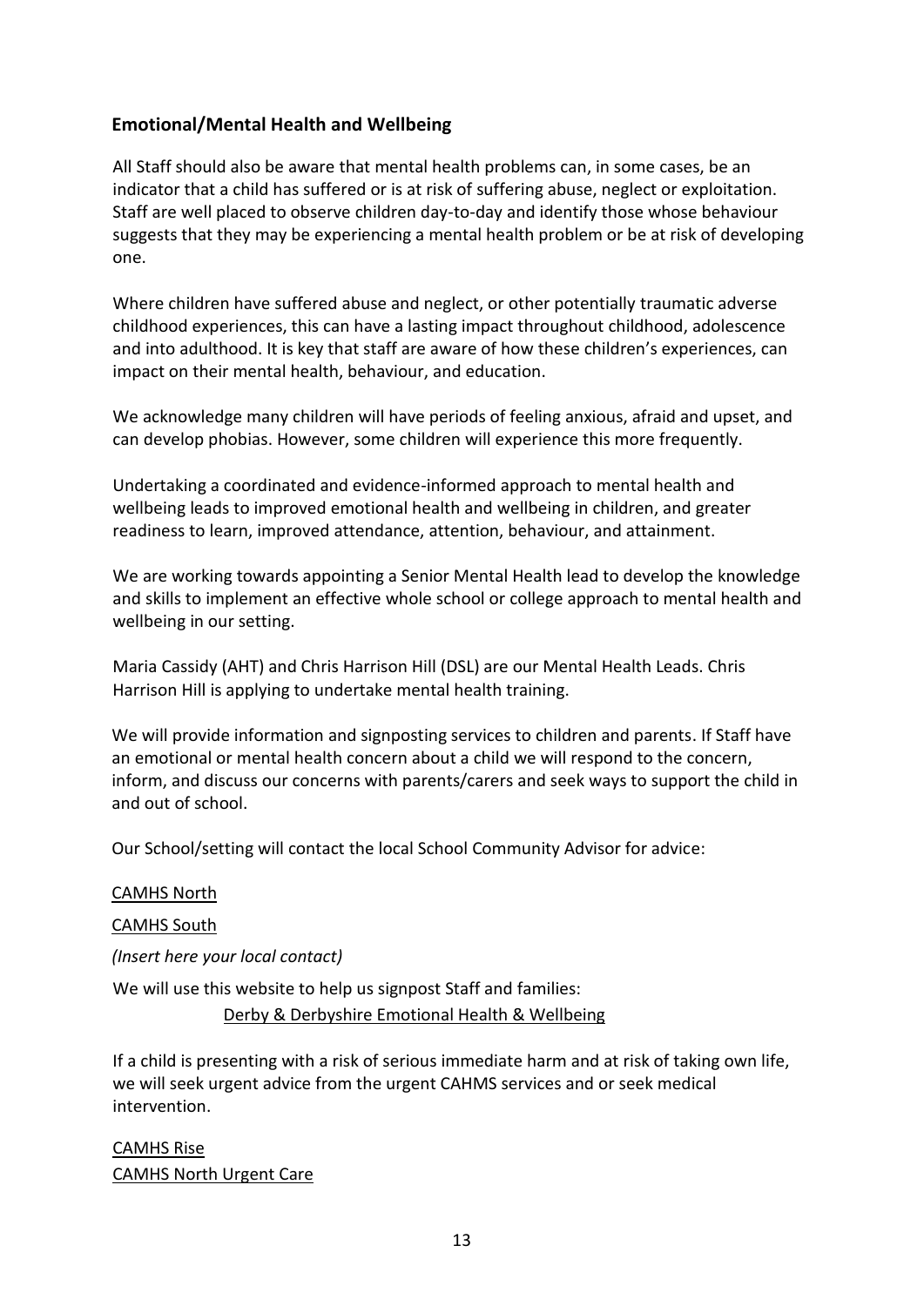## Emotional/Mental Health and Wellbeing

All Staff should also be aware that mental health problems can, in some cases, be an indicator that a child has suffered or is at risk of suffering abuse, neglect or exploitation. Staff are well placed to observe children day-to-day and identify those whose behaviour suggests that they may be experiencing a mental health problem or be at risk of developing one.

Where children have suffered abuse and neglect, or other potentially traumatic adverse childhood experiences, this can have a lasting impact throughout childhood, adolescence and into adulthood. It is key that staff are aware of how these children's experiences, can impact on their mental health, behaviour, and education.

We acknowledge many children will have periods of feeling anxious, afraid and upset, and can develop phobias. However, some children will experience this more frequently.

Undertaking a coordinated and evidence-informed approach to mental health and wellbeing leads to improved emotional health and wellbeing in children, and greater readiness to learn, improved attendance, attention, behaviour, and attainment.

We are working towards appointing a Senior Mental Health lead to develop the knowledge and skills to implement an effective whole school or college approach to mental health and wellbeing in our setting.

Maria Cassidy (AHT) and Chris Harrison Hill (DSL) are our Mental Health Leads. Chris Harrison Hill is applying to undertake mental health training.

We will provide information and signposting services to children and parents. If Staff have an emotional or mental health concern about a child we will respond to the concern, inform, and discuss our concerns with parents/carers and seek ways to support the child in and out of school.

Our School/setting will contact the local School Community Advisor for advice:

CAMHS North

CAMHS South

*(Insert here your local contact)*

We will use this website to help us signpost Staff and families:

Derby & Derbyshire Emotional Health & Wellbeing

If a child is presenting with a risk of serious immediate harm and at risk of taking own life, we will seek urgent advice from the urgent CAHMS services and or seek medical intervention.

CAMHS Rise

CAMHS North Urgent Care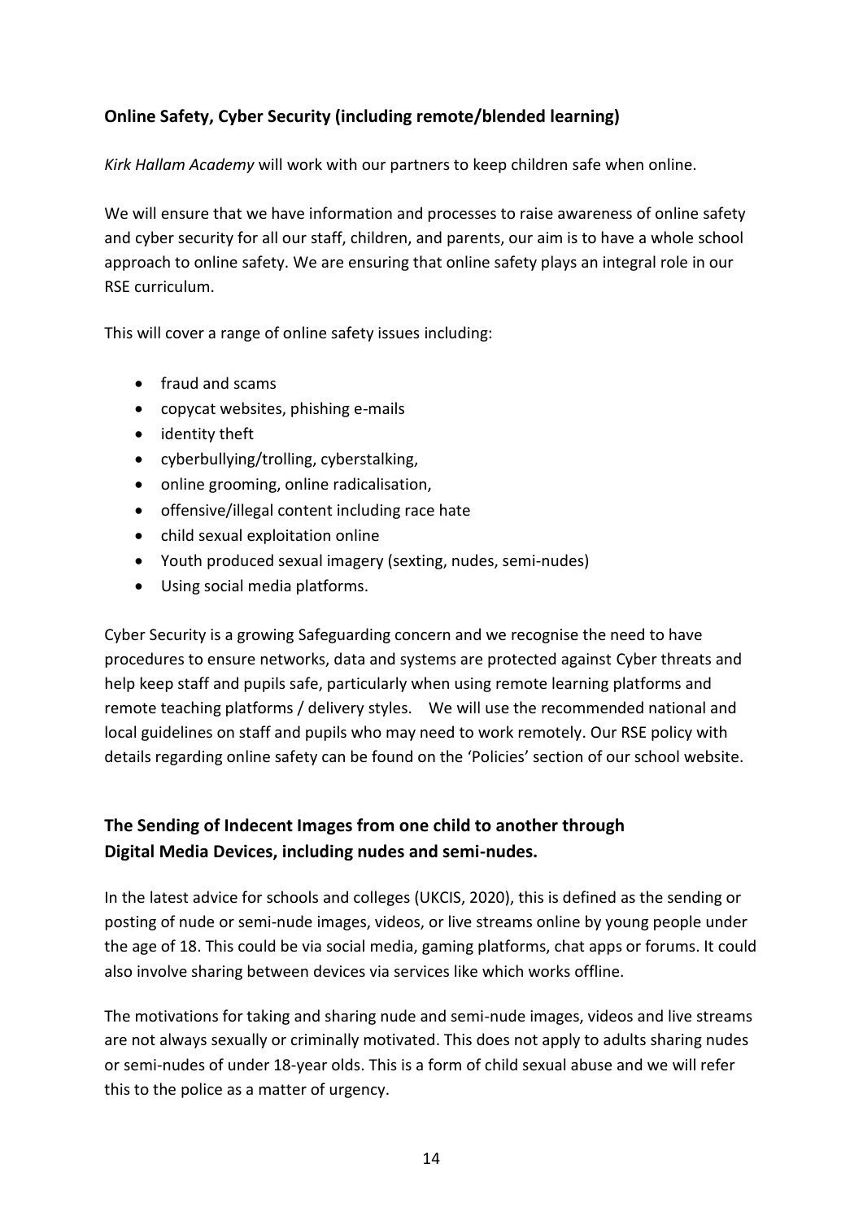## Online Safety, Cyber Security (including remote/blended learning)

*Kirk Hallam Academy* will work with our partners to keep children safe when online.

We will ensure that we have information and processes to raise awareness of online safety and cyber security for all our staff, children, and parents, our aim is to have a whole school approach to online safety. We are ensuring that online safety plays an integral role in our RSE curriculum.

This will cover a range of online safety issues including:

- fraud and scams
- copycat websites, phishing e-mails
- identity theft
- cyberbullying/trolling, cyberstalking,
- online grooming, online radicalisation,
- offensive/illegal content including race hate
- child sexual exploitation online
- Youth produced sexual imagery (sexting, nudes, semi-nudes)
- Using social media platforms.

Cyber Security is a growing Safeguarding concern and we recognise the need to have procedures to ensure networks, data and systems are protected against Cyber threats and help keep staff and pupils safe, particularly when using remote learning platforms and remote teaching platforms / delivery styles. We will use the recommended national and local guidelines on staff and pupils who may need to work remotely. Our RSE policy with details regarding online safety can be found on the 'Policies' section of our school website.

## The Sending of Indecent Images from one child to another through Digital Media Devices, including nudes and semi-nudes.

In the latest advice for schools and colleges (UKCIS, 2020), this is defined as the sending or posting of nude or semi-nude images, videos, or live streams online by young people under the age of 18. This could be via social media, gaming platforms, chat apps or forums. It could also involve sharing between devices via services like which works offline.

The motivations for taking and sharing nude and semi-nude images, videos and live streams are not always sexually or criminally motivated. This does not apply to adults sharing nudes or semi-nudes of under 18-year olds. This is a form of child sexual abuse and we will refer this to the police as a matter of urgency.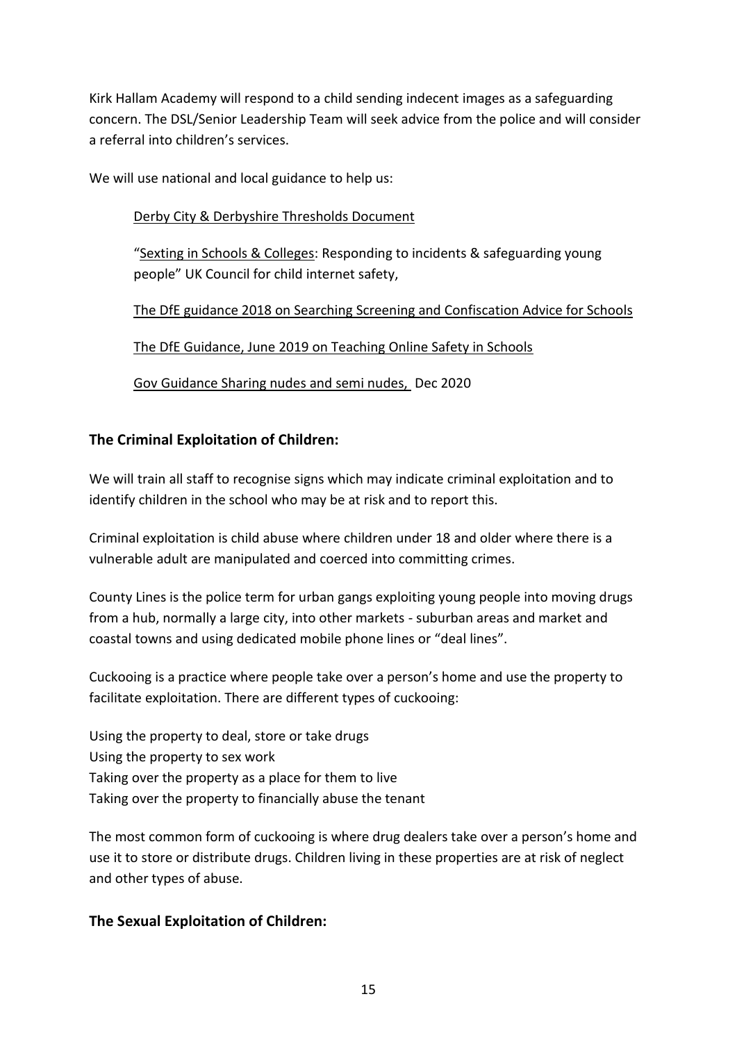Kirk Hallam Academy will respond to a child sending indecent images as a safeguarding concern. The DSL/Senior Leadership Team will seek advice from the police and will consider a referral into children's services.

We will use national and local guidance to help us:

> Derby City & Derbyshire Thresholds Document
>
> "Sexting in Schools & Colleges: Responding to incidents & safeguarding young people" UK Council for child internet safety,
>
> The DfE guidance 2018 on Searching Screening and Confiscation Advice for Schools
>
> The DfE Guidance, June 2019 on Teaching Online Safety in Schools
>
> Gov Guidance Sharing nudes and semi nudes, Dec 2020

## The Criminal Exploitation of Children:

We will train all staff to recognise signs which may indicate criminal exploitation and to identify children in the school who may be at risk and to report this.

Criminal exploitation is child abuse where children under 18 and older where there is a vulnerable adult are manipulated and coerced into committing crimes.

County Lines is the police term for urban gangs exploiting young people into moving drugs from a hub, normally a large city, into other markets - suburban areas and market and coastal towns and using dedicated mobile phone lines or "deal lines".

Cuckooing is a practice where people take over a person's home and use the property to facilitate exploitation. There are different types of cuckooing:

Using the property to deal, store or take drugs
Using the property to sex work
Taking over the property as a place for them to live
Taking over the property to financially abuse the tenant

The most common form of cuckooing is where drug dealers take over a person's home and use it to store or distribute drugs. Children living in these properties are at risk of neglect and other types of abuse.

## The Sexual Exploitation of Children: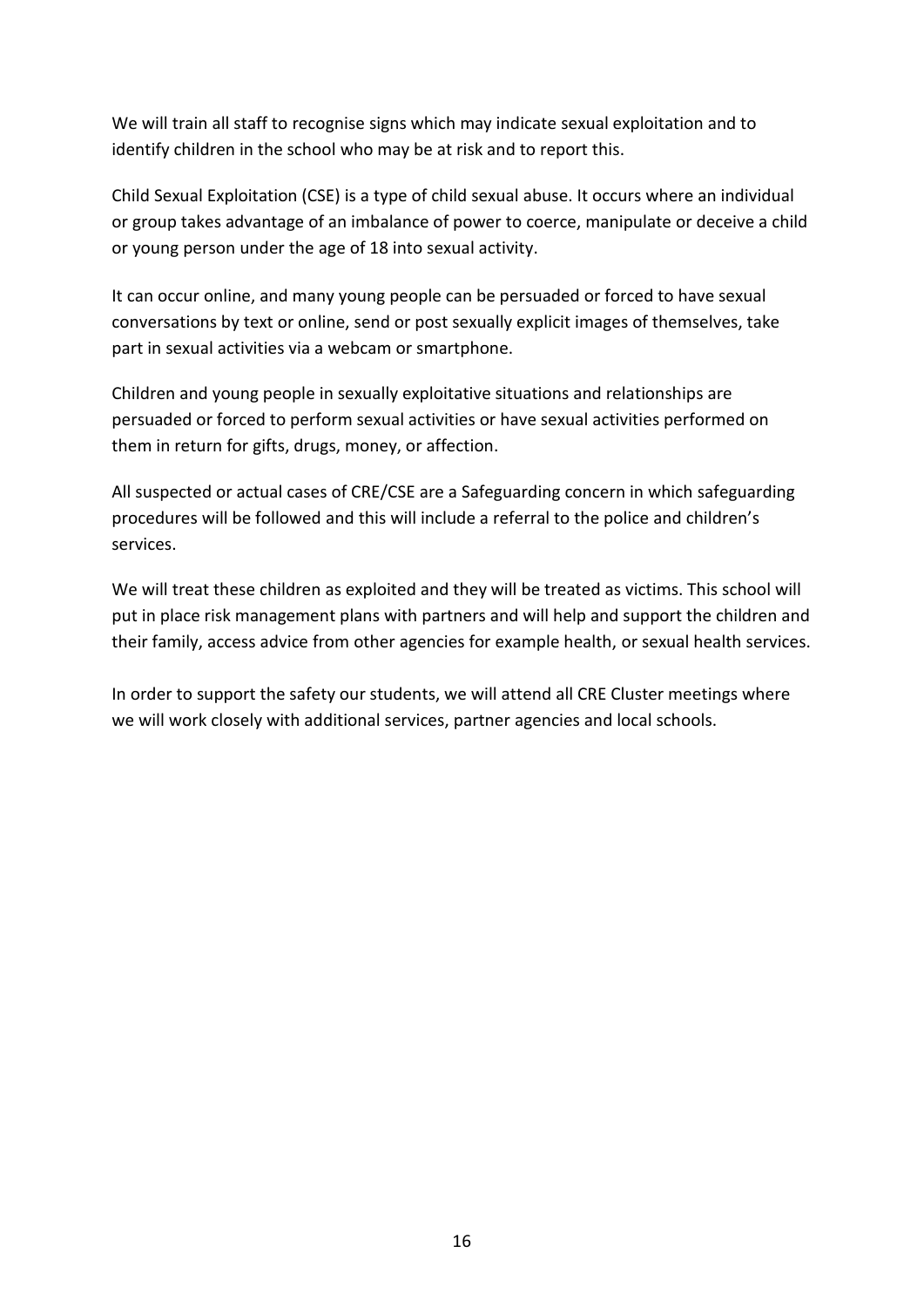We will train all staff to recognise signs which may indicate sexual exploitation and to identify children in the school who may be at risk and to report this.

Child Sexual Exploitation (CSE) is a type of child sexual abuse. It occurs where an individual or group takes advantage of an imbalance of power to coerce, manipulate or deceive a child or young person under the age of 18 into sexual activity.

It can occur online, and many young people can be persuaded or forced to have sexual conversations by text or online, send or post sexually explicit images of themselves, take part in sexual activities via a webcam or smartphone.

Children and young people in sexually exploitative situations and relationships are persuaded or forced to perform sexual activities or have sexual activities performed on them in return for gifts, drugs, money, or affection.

All suspected or actual cases of CRE/CSE are a Safeguarding concern in which safeguarding procedures will be followed and this will include a referral to the police and children's services.

We will treat these children as exploited and they will be treated as victims. This school will put in place risk management plans with partners and will help and support the children and their family, access advice from other agencies for example health, or sexual health services.

In order to support the safety our students, we will attend all CRE Cluster meetings where we will work closely with additional services, partner agencies and local schools.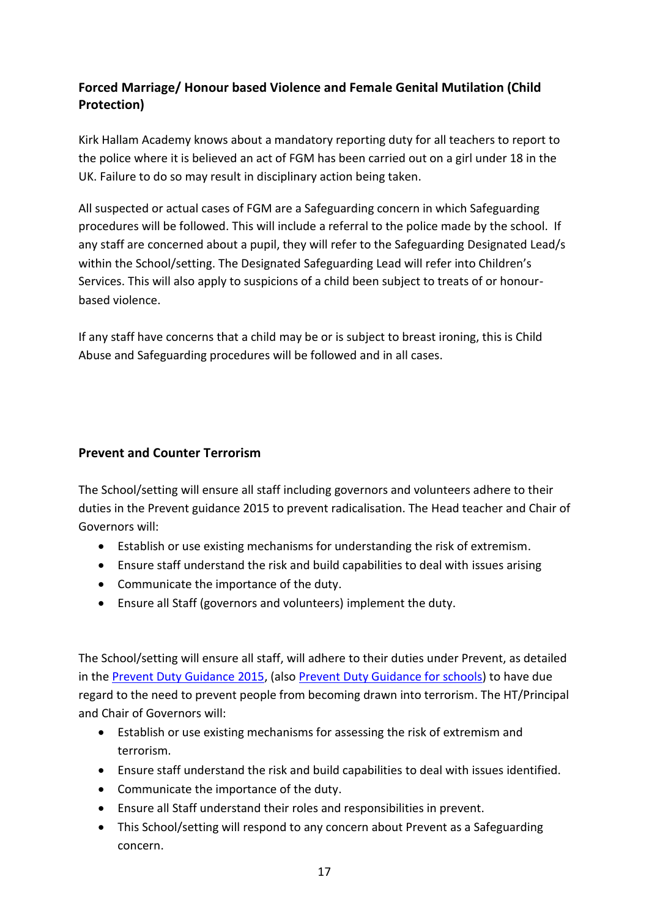### Forced Marriage/ Honour based Violence and Female Genital Mutilation (Child Protection)

Kirk Hallam Academy knows about a mandatory reporting duty for all teachers to report to the police where it is believed an act of FGM has been carried out on a girl under 18 in the UK. Failure to do so may result in disciplinary action being taken.

All suspected or actual cases of FGM are a Safeguarding concern in which Safeguarding procedures will be followed. This will include a referral to the police made by the school. If any staff are concerned about a pupil, they will refer to the Safeguarding Designated Lead/s within the School/setting. The Designated Safeguarding Lead will refer into Children's Services. This will also apply to suspicions of a child been subject to treats of or honour-based violence.

If any staff have concerns that a child may be or is subject to breast ironing, this is Child Abuse and Safeguarding procedures will be followed and in all cases.

### Prevent and Counter Terrorism

The School/setting will ensure all staff including governors and volunteers adhere to their duties in the Prevent guidance 2015 to prevent radicalisation. The Head teacher and Chair of Governors will:

- Establish or use existing mechanisms for understanding the risk of extremism.
- Ensure staff understand the risk and build capabilities to deal with issues arising
- Communicate the importance of the duty.
- Ensure all Staff (governors and volunteers) implement the duty.

The School/setting will ensure all staff, will adhere to their duties under Prevent, as detailed in the Prevent Duty Guidance 2015, (also Prevent Duty Guidance for schools) to have due regard to the need to prevent people from becoming drawn into terrorism. The HT/Principal and Chair of Governors will:

- Establish or use existing mechanisms for assessing the risk of extremism and terrorism.
- Ensure staff understand the risk and build capabilities to deal with issues identified.
- Communicate the importance of the duty.
- Ensure all Staff understand their roles and responsibilities in prevent.
- This School/setting will respond to any concern about Prevent as a Safeguarding concern.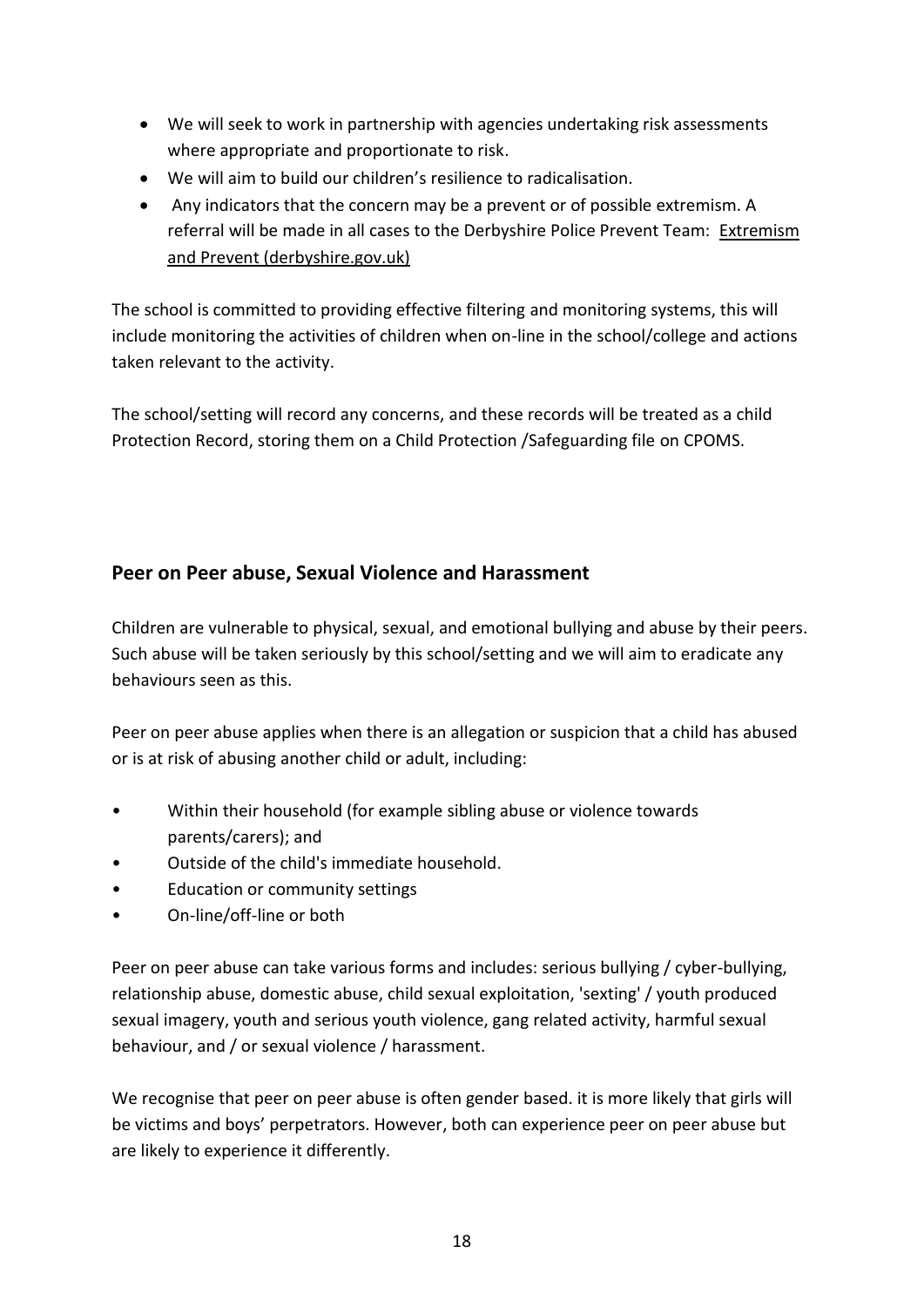- We will seek to work in partnership with agencies undertaking risk assessments where appropriate and proportionate to risk.
- We will aim to build our children's resilience to radicalisation.
- Any indicators that the concern may be a prevent or of possible extremism. A referral will be made in all cases to the Derbyshire Police Prevent Team: Extremism and Prevent (derbyshire.gov.uk)

The school is committed to providing effective filtering and monitoring systems, this will include monitoring the activities of children when on-line in the school/college and actions taken relevant to the activity.

The school/setting will record any concerns, and these records will be treated as a child Protection Record, storing them on a Child Protection /Safeguarding file on CPOMS.

## Peer on Peer abuse, Sexual Violence and Harassment

Children are vulnerable to physical, sexual, and emotional bullying and abuse by their peers. Such abuse will be taken seriously by this school/setting and we will aim to eradicate any behaviours seen as this.

Peer on peer abuse applies when there is an allegation or suspicion that a child has abused or is at risk of abusing another child or adult, including:

- Within their household (for example sibling abuse or violence towards parents/carers); and
- Outside of the child's immediate household.
- Education or community settings
- On-line/off-line or both

Peer on peer abuse can take various forms and includes: serious bullying / cyber-bullying, relationship abuse, domestic abuse, child sexual exploitation, 'sexting' / youth produced sexual imagery, youth and serious youth violence, gang related activity, harmful sexual behaviour, and / or sexual violence / harassment.

We recognise that peer on peer abuse is often gender based. it is more likely that girls will be victims and boys' perpetrators. However, both can experience peer on peer abuse but are likely to experience it differently.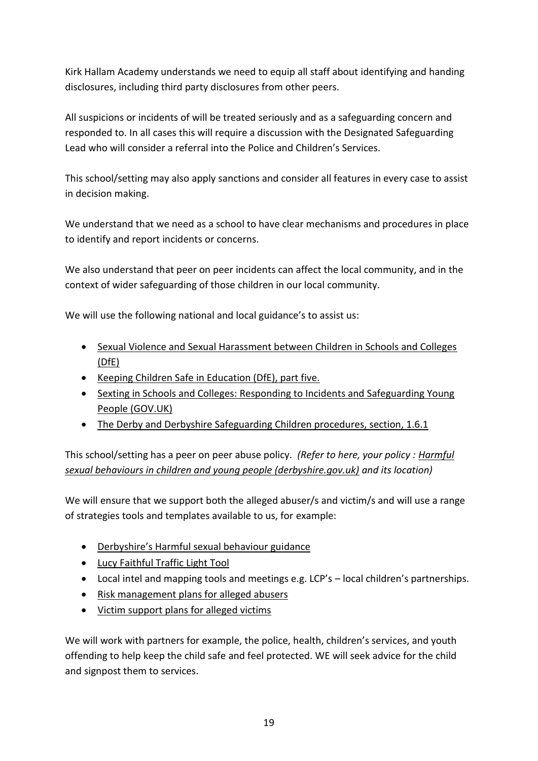Kirk Hallam Academy understands we need to equip all staff about identifying and handing disclosures, including third party disclosures from other peers.

All suspicions or incidents of will be treated seriously and as a safeguarding concern and responded to. In all cases this will require a discussion with the Designated Safeguarding Lead who will consider a referral into the Police and Children's Services.

This school/setting may also apply sanctions and consider all features in every case to assist in decision making.

We understand that we need as a school to have clear mechanisms and procedures in place to identify and report incidents or concerns.

We also understand that peer on peer incidents can affect the local community, and in the context of wider safeguarding of those children in our local community.

We will use the following national and local guidance's to assist us:

- Sexual Violence and Sexual Harassment between Children in Schools and Colleges (DfE)
- Keeping Children Safe in Education (DfE), part five.
- Sexting in Schools and Colleges: Responding to Incidents and Safeguarding Young People (GOV.UK)
- The Derby and Derbyshire Safeguarding Children procedures, section, 1.6.1

This school/setting has a peer on peer abuse policy. *(Refer to here, your policy : Harmful sexual behaviours in children and young people (derbyshire.gov.uk) and its location)*

We will ensure that we support both the alleged abuser/s and victim/s and will use a range of strategies tools and templates available to us, for example:

- Derbyshire's Harmful sexual behaviour guidance
- Lucy Faithful Traffic Light Tool
- Local intel and mapping tools and meetings e.g. LCP's – local children's partnerships.
- Risk management plans for alleged abusers
- Victim support plans for alleged victims

We will work with partners for example, the police, health, children's services, and youth offending to help keep the child safe and feel protected. WE will seek advice for the child and signpost them to services.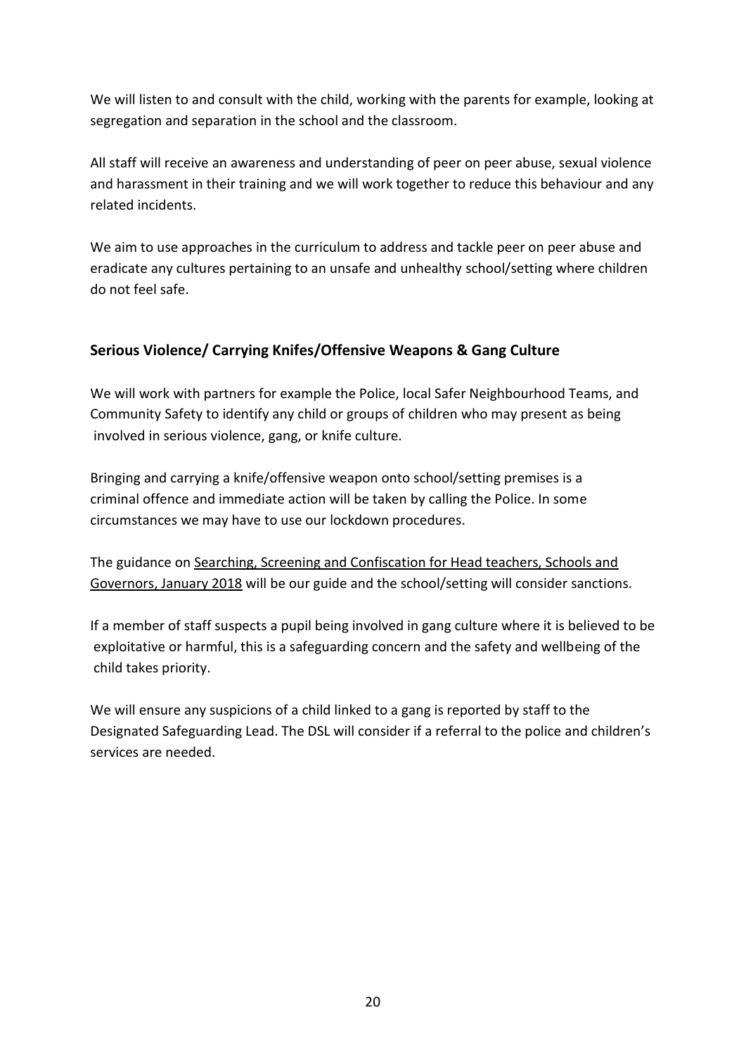We will listen to and consult with the child, working with the parents for example, looking at segregation and separation in the school and the classroom.

All staff will receive an awareness and understanding of peer on peer abuse, sexual violence and harassment in their training and we will work together to reduce this behaviour and any related incidents.

We aim to use approaches in the curriculum to address and tackle peer on peer abuse and eradicate any cultures pertaining to an unsafe and unhealthy school/setting where children do not feel safe.

## Serious Violence/ Carrying Knifes/Offensive Weapons & Gang Culture

We will work with partners for example the Police, local Safer Neighbourhood Teams, and Community Safety to identify any child or groups of children who may present as being involved in serious violence, gang, or knife culture.

Bringing and carrying a knife/offensive weapon onto school/setting premises is a criminal offence and immediate action will be taken by calling the Police. In some circumstances we may have to use our lockdown procedures.

The guidance on Searching, Screening and Confiscation for Head teachers, Schools and Governors, January 2018 will be our guide and the school/setting will consider sanctions.

If a member of staff suspects a pupil being involved in gang culture where it is believed to be exploitative or harmful, this is a safeguarding concern and the safety and wellbeing of the child takes priority.

We will ensure any suspicions of a child linked to a gang is reported by staff to the Designated Safeguarding Lead. The DSL will consider if a referral to the police and children's services are needed.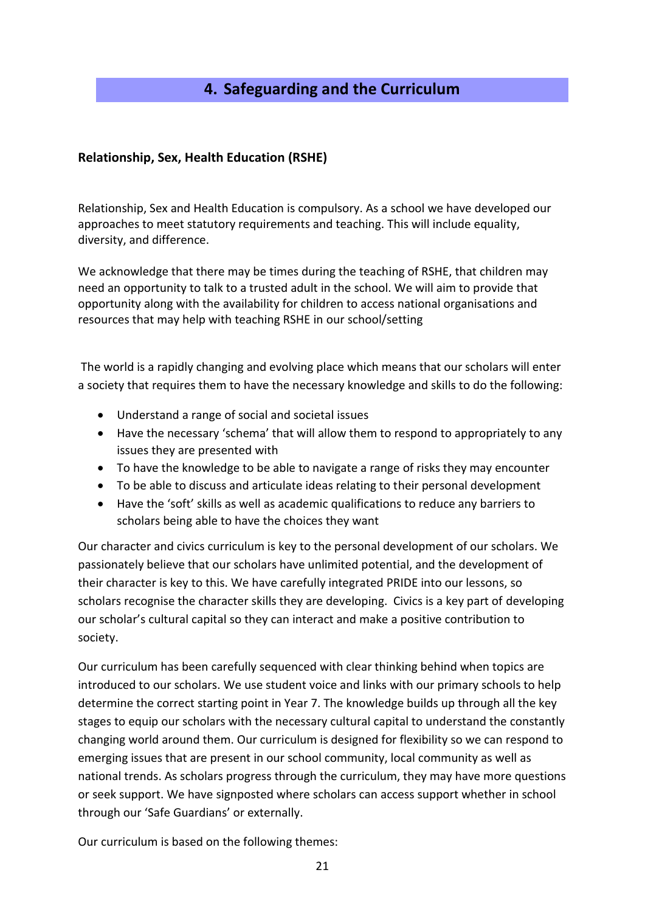## 4. Safeguarding and the Curriculum

**Relationship, Sex, Health Education (RSHE)**

Relationship, Sex and Health Education is compulsory. As a school we have developed our approaches to meet statutory requirements and teaching. This will include equality, diversity, and difference.

We acknowledge that there may be times during the teaching of RSHE, that children may need an opportunity to talk to a trusted adult in the school. We will aim to provide that opportunity along with the availability for children to access national organisations and resources that may help with teaching RSHE in our school/setting

The world is a rapidly changing and evolving place which means that our scholars will enter a society that requires them to have the necessary knowledge and skills to do the following:

- Understand a range of social and societal issues
- Have the necessary 'schema' that will allow them to respond to appropriately to any issues they are presented with
- To have the knowledge to be able to navigate a range of risks they may encounter
- To be able to discuss and articulate ideas relating to their personal development
- Have the 'soft' skills as well as academic qualifications to reduce any barriers to scholars being able to have the choices they want

Our character and civics curriculum is key to the personal development of our scholars. We passionately believe that our scholars have unlimited potential, and the development of their character is key to this. We have carefully integrated PRIDE into our lessons, so scholars recognise the character skills they are developing. Civics is a key part of developing our scholar's cultural capital so they can interact and make a positive contribution to society.

Our curriculum has been carefully sequenced with clear thinking behind when topics are introduced to our scholars. We use student voice and links with our primary schools to help determine the correct starting point in Year 7. The knowledge builds up through all the key stages to equip our scholars with the necessary cultural capital to understand the constantly changing world around them. Our curriculum is designed for flexibility so we can respond to emerging issues that are present in our school community, local community as well as national trends. As scholars progress through the curriculum, they may have more questions or seek support. We have signposted where scholars can access support whether in school through our 'Safe Guardians' or externally.

Our curriculum is based on the following themes: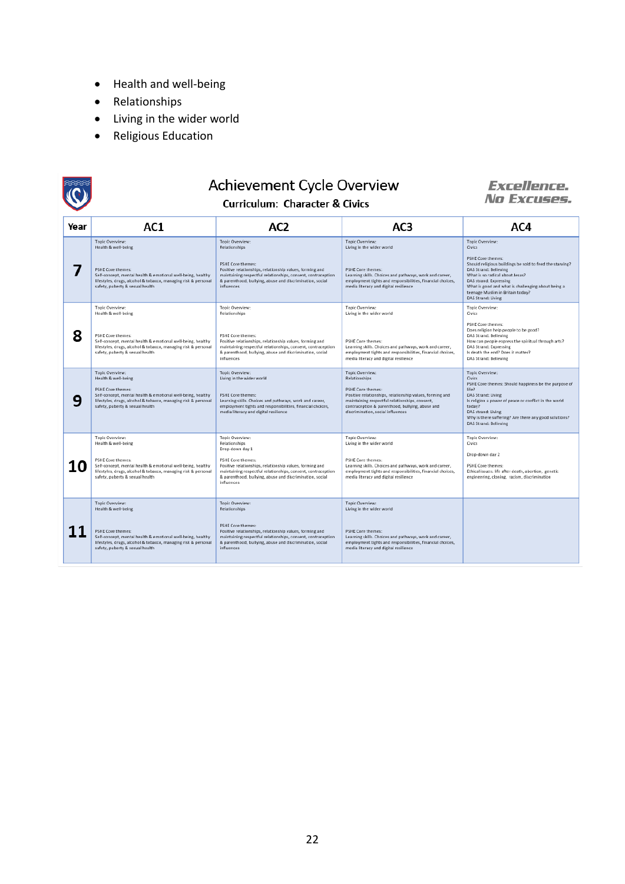- Health and well-being
- Relationships
- Living in the wider world
- Religious Education

## Achievement Cycle Overview

**Curriculum: Character & Civics**

*Excellence. No Excuses.*

| Year | AC1 | AC2 | AC3 | AC4 |
|---|---|---|---|---|
| 7 | Topic Overview: Health & well-being<br><br>PSHE Core themes: Self-concept, mental health & emotional well-being, healthy lifestyles, drugs, alcohol & tobacco, managing risk & personal safety, puberty & sexual health | Topic Overview: Relationships<br><br>PSHE Core themes: Positive relationships, relationship values, forming and maintaining respectful relationships, consent, contraception & parenthood, bullying, abuse and discrimination, social influences | Topic Overview: Living in the wider world<br><br>PSHE Core themes: Learning skills. Choices and pathways, work and career, employment tights and responsibilities, financial choices, media literacy and digital resilience | Topic Overview: Civics<br><br>PSHE Core themes: Should religious buildings be sold to feed the starving? DAS Strand: Believing<br>What is so radical about Jesus? DAS strand: Expressing<br>What is good and what is challenging about being a teenage Muslim in Britain today? DAS Strand: Living |
| 8 | Topic Overview: Health & well-being<br><br>PSHE Core themes: Self-concept, mental health & emotional well-being, healthy lifestyles, drugs, alcohol & tobacco, managing risk & personal safety, puberty & sexual health | Topic Overview: Relationships<br><br>PSHE Core themes: Positive relationships, relationship values, forming and maintaining respectful relationships, consent, contraception & parenthood, bullying, abuse and discrimination, social influences | Topic Overview: Living in the wider world<br><br>PSHE Core themes: Learning skills. Choices and pathways, work and career, employment tights and responsibilities, financial choices, media literacy and digital resilience | Topic Overview: Civics<br><br>PSHE Core themes: Does religion help people to be good? DAS Strand: Believing<br>How can people express the spiritual through arts? DAS Strand: Expressing<br>Is death the end? Does it matter? DAS Strand: Believing |
| 9 | Topic Overview: Health & well-being<br><br>PSHE Core themes: Self-concept, mental health & emotional well-being, healthy lifestyles, drugs, alcohol & tobacco, managing risk & personal safety, puberty & sexual health | Topic Overview: Living in the wider world<br><br>PSHE Core themes: Learning skills. Choices and pathways, work and career, employment tights and responsibilities, financial choices, media literacy and digital resilience | Topic Overview: Relationships<br><br>PSHE Core themes: Positive relationships, relationship values, forming and maintaining respectful relationships, consent, contraception & parenthood, bullying, abuse and discrimination, social influences | Topic Overview: Civics<br>PSHE Core themes: Should happiness be the purpose of life? DAS Strand: Living<br>Is religion a power of peace or conflict in the world today? DAS strand: Living<br>Why is there suffering? Are there any good solutions? DAS Strand: Believing |
| 10 | Topic Overview: Health & well-being<br><br>PSHE Core themes: Self-concept, mental health & emotional well-being, healthy lifestyles, drugs, alcohol & tobacco, managing risk & personal safety, puberty & sexual health | Topic Overview: Relationships<br>Drop-down day 1<br><br>PSHE Core themes: Positive relationships, relationship values, forming and maintaining respectful relationships, consent, contraception & parenthood, bullying, abuse and discrimination, social influences | Topic Overview: Living in the wider world<br><br>PSHE Core themes: Learning skills. Choices and pathways, work and career, employment tights and responsibilities, financial choices, media literacy and digital resilience | Topic Overview: Civics<br><br>Drop-down day 2<br><br>PSHE Core themes: Ethical issues: life after death, abortion, genetic engineering, cloning, racism, discrimination |
| 11 | Topic Overview: Health & well-being<br><br>PSHE Core themes: Self-concept, mental health & emotional well-being, healthy lifestyles, drugs, alcohol & tobacco, managing risk & personal safety, puberty & sexual health | Topic Overview: Relationships<br><br>PSHE Core themes: Positive relationships, relationship values, forming and maintaining respectful relationships, consent, contraception & parenthood, bullying, abuse and discrimination, social influences | Topic Overview: Living in the wider world<br><br>PSHE Core themes: Learning skills. Choices and pathways, work and career, employment tights and responsibilities, financial choices, media literacy and digital resilience | |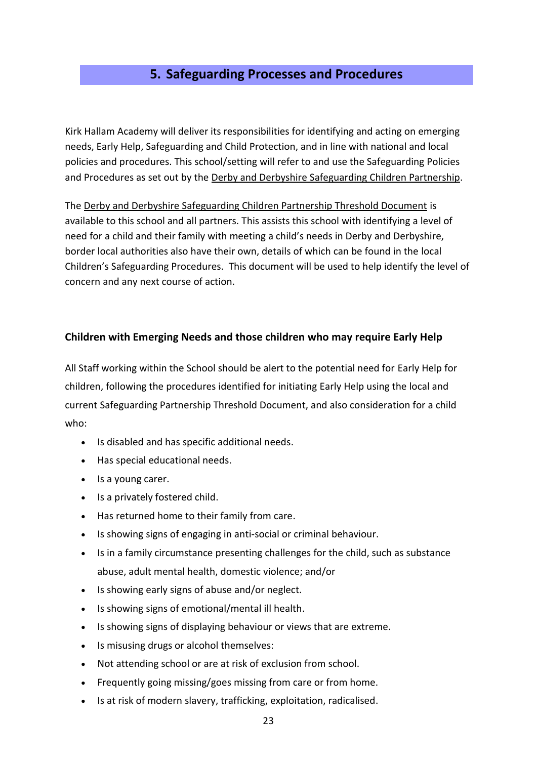## 5. Safeguarding Processes and Procedures

Kirk Hallam Academy will deliver its responsibilities for identifying and acting on emerging needs, Early Help, Safeguarding and Child Protection, and in line with national and local policies and procedures. This school/setting will refer to and use the Safeguarding Policies and Procedures as set out by the Derby and Derbyshire Safeguarding Children Partnership.

The Derby and Derbyshire Safeguarding Children Partnership Threshold Document is available to this school and all partners. This assists this school with identifying a level of need for a child and their family with meeting a child's needs in Derby and Derbyshire, border local authorities also have their own, details of which can be found in the local Children's Safeguarding Procedures. This document will be used to help identify the level of concern and any next course of action.

### Children with Emerging Needs and those children who may require Early Help

All Staff working within the School should be alert to the potential need for Early Help for children, following the procedures identified for initiating Early Help using the local and current Safeguarding Partnership Threshold Document, and also consideration for a child who:

- Is disabled and has specific additional needs.
- Has special educational needs.
- Is a young carer.
- Is a privately fostered child.
- Has returned home to their family from care.
- Is showing signs of engaging in anti-social or criminal behaviour.
- Is in a family circumstance presenting challenges for the child, such as substance abuse, adult mental health, domestic violence; and/or
- Is showing early signs of abuse and/or neglect.
- Is showing signs of emotional/mental ill health.
- Is showing signs of displaying behaviour or views that are extreme.
- Is misusing drugs or alcohol themselves:
- Not attending school or are at risk of exclusion from school.
- Frequently going missing/goes missing from care or from home.
- Is at risk of modern slavery, trafficking, exploitation, radicalised.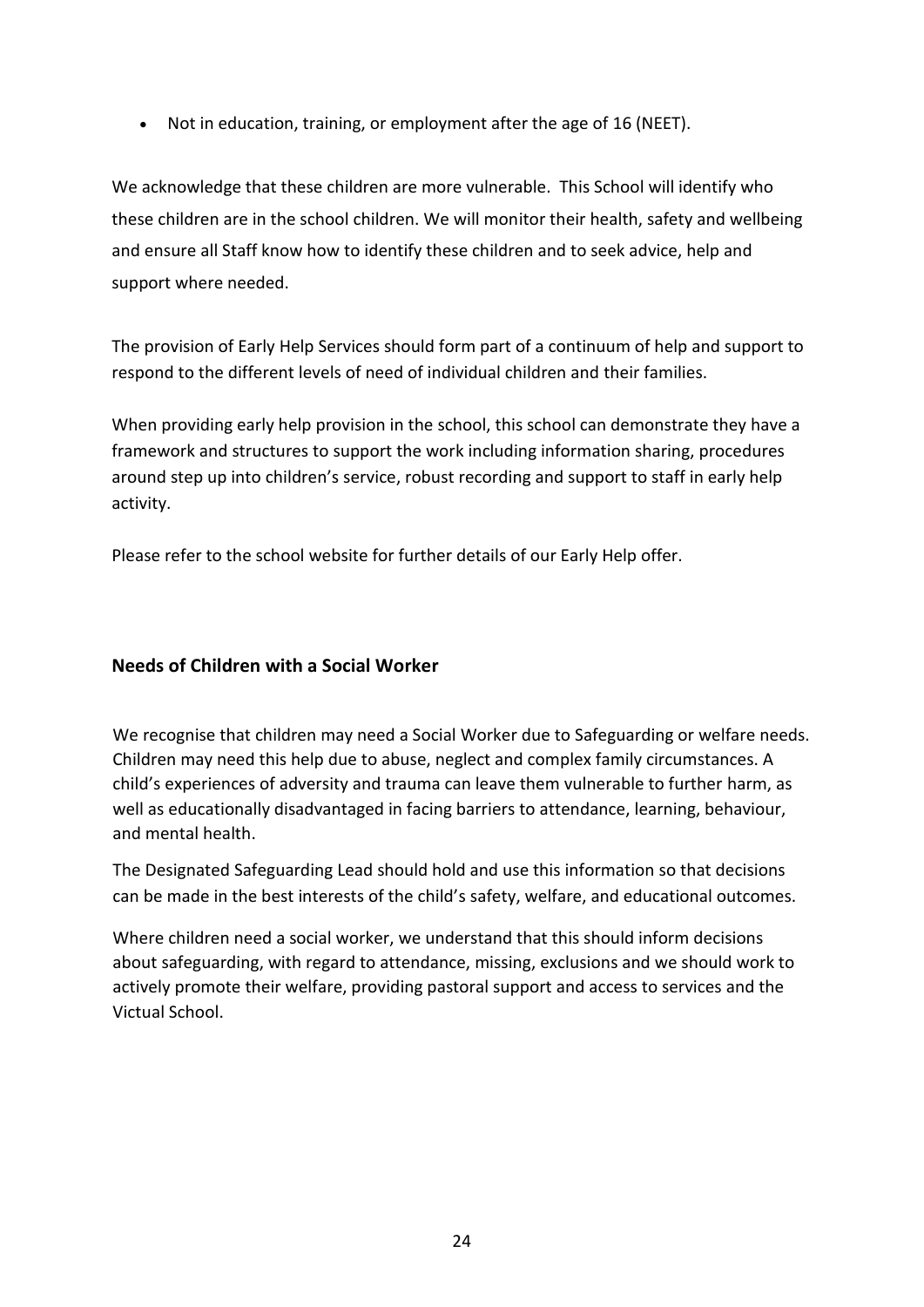- Not in education, training, or employment after the age of 16 (NEET).

We acknowledge that these children are more vulnerable. This School will identify who these children are in the school children. We will monitor their health, safety and wellbeing and ensure all Staff know how to identify these children and to seek advice, help and support where needed.

The provision of Early Help Services should form part of a continuum of help and support to respond to the different levels of need of individual children and their families.

When providing early help provision in the school, this school can demonstrate they have a framework and structures to support the work including information sharing, procedures around step up into children's service, robust recording and support to staff in early help activity.

Please refer to the school website for further details of our Early Help offer.

**Needs of Children with a Social Worker**

We recognise that children may need a Social Worker due to Safeguarding or welfare needs. Children may need this help due to abuse, neglect and complex family circumstances. A child's experiences of adversity and trauma can leave them vulnerable to further harm, as well as educationally disadvantaged in facing barriers to attendance, learning, behaviour, and mental health.

The Designated Safeguarding Lead should hold and use this information so that decisions can be made in the best interests of the child's safety, welfare, and educational outcomes.

Where children need a social worker, we understand that this should inform decisions about safeguarding, with regard to attendance, missing, exclusions and we should work to actively promote their welfare, providing pastoral support and access to services and the Victual School.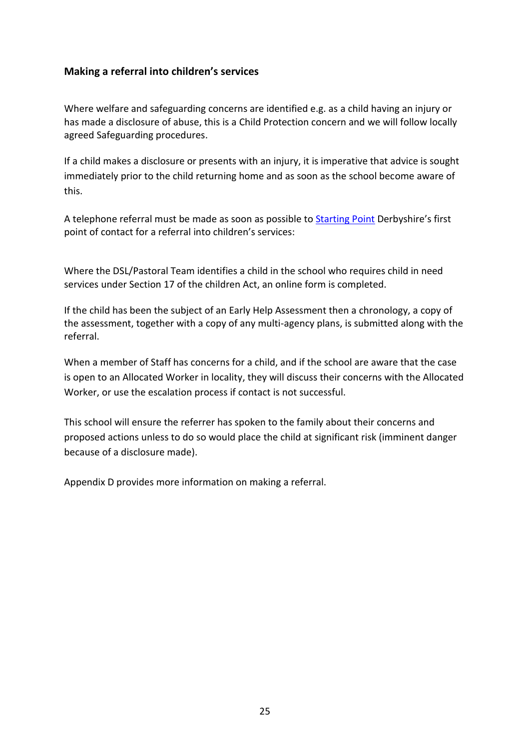## Making a referral into children's services

Where welfare and safeguarding concerns are identified e.g. as a child having an injury or has made a disclosure of abuse, this is a Child Protection concern and we will follow locally agreed Safeguarding procedures.

If a child makes a disclosure or presents with an injury, it is imperative that advice is sought immediately prior to the child returning home and as soon as the school become aware of this.

A telephone referral must be made as soon as possible to Starting Point Derbyshire's first point of contact for a referral into children's services:

Where the DSL/Pastoral Team identifies a child in the school who requires child in need services under Section 17 of the children Act, an online form is completed.

If the child has been the subject of an Early Help Assessment then a chronology, a copy of the assessment, together with a copy of any multi-agency plans, is submitted along with the referral.

When a member of Staff has concerns for a child, and if the school are aware that the case is open to an Allocated Worker in locality, they will discuss their concerns with the Allocated Worker, or use the escalation process if contact is not successful.

This school will ensure the referrer has spoken to the family about their concerns and proposed actions unless to do so would place the child at significant risk (imminent danger because of a disclosure made).

Appendix D provides more information on making a referral.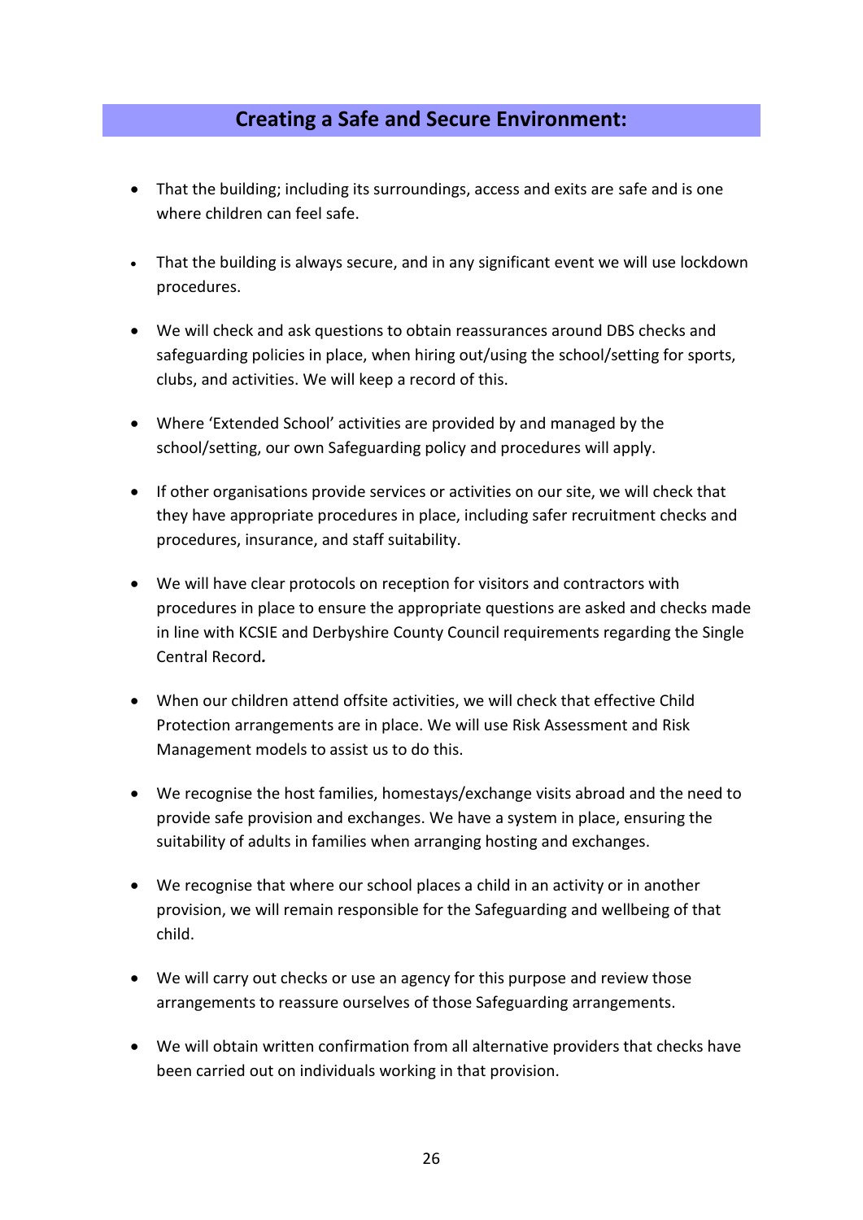## Creating a Safe and Secure Environment:

- That the building; including its surroundings, access and exits are safe and is one where children can feel safe.
- That the building is always secure, and in any significant event we will use lockdown procedures.
- We will check and ask questions to obtain reassurances around DBS checks and safeguarding policies in place, when hiring out/using the school/setting for sports, clubs, and activities. We will keep a record of this.
- Where 'Extended School' activities are provided by and managed by the school/setting, our own Safeguarding policy and procedures will apply.
- If other organisations provide services or activities on our site, we will check that they have appropriate procedures in place, including safer recruitment checks and procedures, insurance, and staff suitability.
- We will have clear protocols on reception for visitors and contractors with procedures in place to ensure the appropriate questions are asked and checks made in line with KCSIE and Derbyshire County Council requirements regarding the Single Central Record***.***
- When our children attend offsite activities, we will check that effective Child Protection arrangements are in place. We will use Risk Assessment and Risk Management models to assist us to do this.
- We recognise the host families, homestays/exchange visits abroad and the need to provide safe provision and exchanges. We have a system in place, ensuring the suitability of adults in families when arranging hosting and exchanges.
- We recognise that where our school places a child in an activity or in another provision, we will remain responsible for the Safeguarding and wellbeing of that child.
- We will carry out checks or use an agency for this purpose and review those arrangements to reassure ourselves of those Safeguarding arrangements.
- We will obtain written confirmation from all alternative providers that checks have been carried out on individuals working in that provision.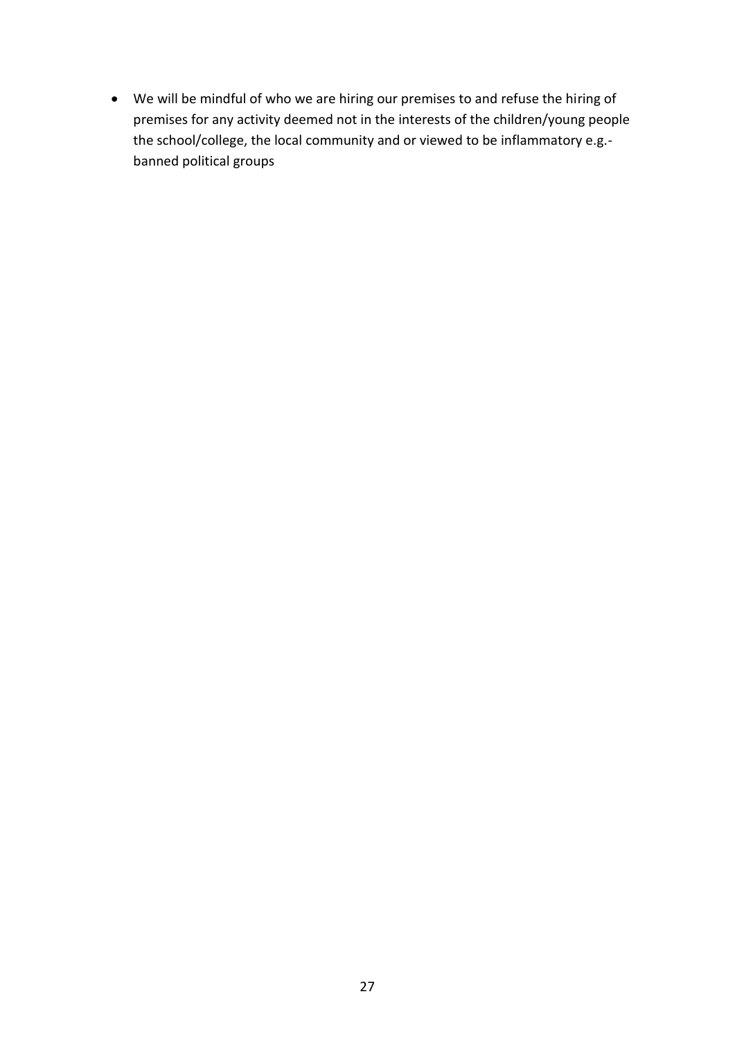- We will be mindful of who we are hiring our premises to and refuse the hiring of premises for any activity deemed not in the interests of the children/young people the school/college, the local community and or viewed to be inflammatory e.g.- banned political groups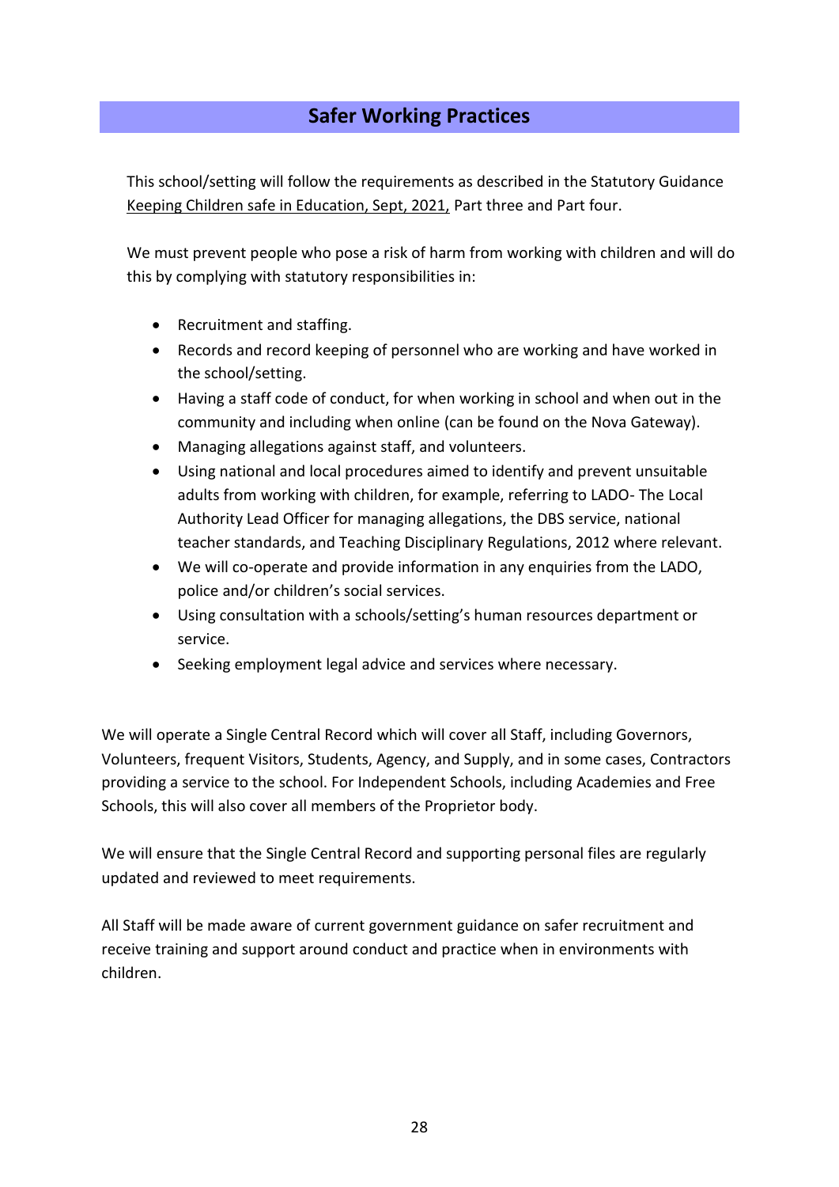## Safer Working Practices

This school/setting will follow the requirements as described in the Statutory Guidance Keeping Children safe in Education, Sept, 2021, Part three and Part four.

We must prevent people who pose a risk of harm from working with children and will do this by complying with statutory responsibilities in:

- Recruitment and staffing.
- Records and record keeping of personnel who are working and have worked in the school/setting.
- Having a staff code of conduct, for when working in school and when out in the community and including when online (can be found on the Nova Gateway).
- Managing allegations against staff, and volunteers.
- Using national and local procedures aimed to identify and prevent unsuitable adults from working with children, for example, referring to LADO- The Local Authority Lead Officer for managing allegations, the DBS service, national teacher standards, and Teaching Disciplinary Regulations, 2012 where relevant.
- We will co-operate and provide information in any enquiries from the LADO, police and/or children's social services.
- Using consultation with a schools/setting's human resources department or service.
- Seeking employment legal advice and services where necessary.

We will operate a Single Central Record which will cover all Staff, including Governors, Volunteers, frequent Visitors, Students, Agency, and Supply, and in some cases, Contractors providing a service to the school. For Independent Schools, including Academies and Free Schools, this will also cover all members of the Proprietor body.

We will ensure that the Single Central Record and supporting personal files are regularly updated and reviewed to meet requirements.

All Staff will be made aware of current government guidance on safer recruitment and receive training and support around conduct and practice when in environments with children.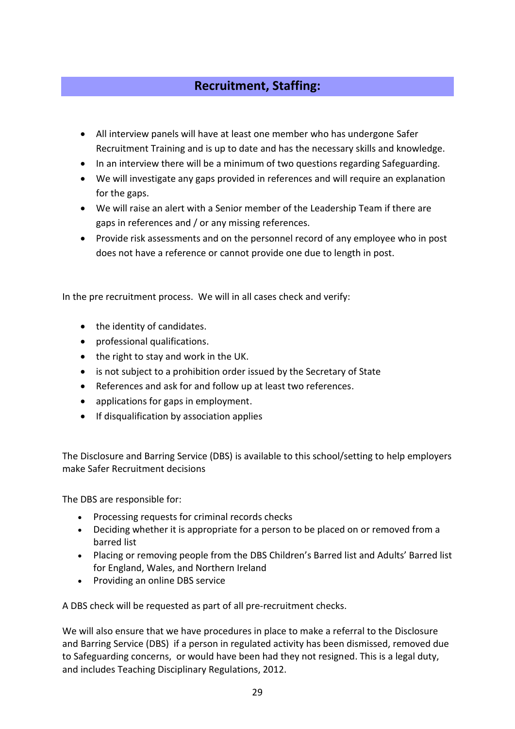## Recruitment, Staffing:

- All interview panels will have at least one member who has undergone Safer Recruitment Training and is up to date and has the necessary skills and knowledge.
- In an interview there will be a minimum of two questions regarding Safeguarding.
- We will investigate any gaps provided in references and will require an explanation for the gaps.
- We will raise an alert with a Senior member of the Leadership Team if there are gaps in references and / or any missing references.
- Provide risk assessments and on the personnel record of any employee who in post does not have a reference or cannot provide one due to length in post.

In the pre recruitment process. We will in all cases check and verify:

- the identity of candidates.
- professional qualifications.
- the right to stay and work in the UK.
- is not subject to a prohibition order issued by the Secretary of State
- References and ask for and follow up at least two references.
- applications for gaps in employment.
- If disqualification by association applies

The Disclosure and Barring Service (DBS) is available to this school/setting to help employers make Safer Recruitment decisions

The DBS are responsible for:

- Processing requests for criminal records checks
- Deciding whether it is appropriate for a person to be placed on or removed from a barred list
- Placing or removing people from the DBS Children's Barred list and Adults' Barred list for England, Wales, and Northern Ireland
- Providing an online DBS service

A DBS check will be requested as part of all pre-recruitment checks.

We will also ensure that we have procedures in place to make a referral to the Disclosure and Barring Service (DBS) if a person in regulated activity has been dismissed, removed due to Safeguarding concerns, or would have been had they not resigned. This is a legal duty, and includes Teaching Disciplinary Regulations, 2012.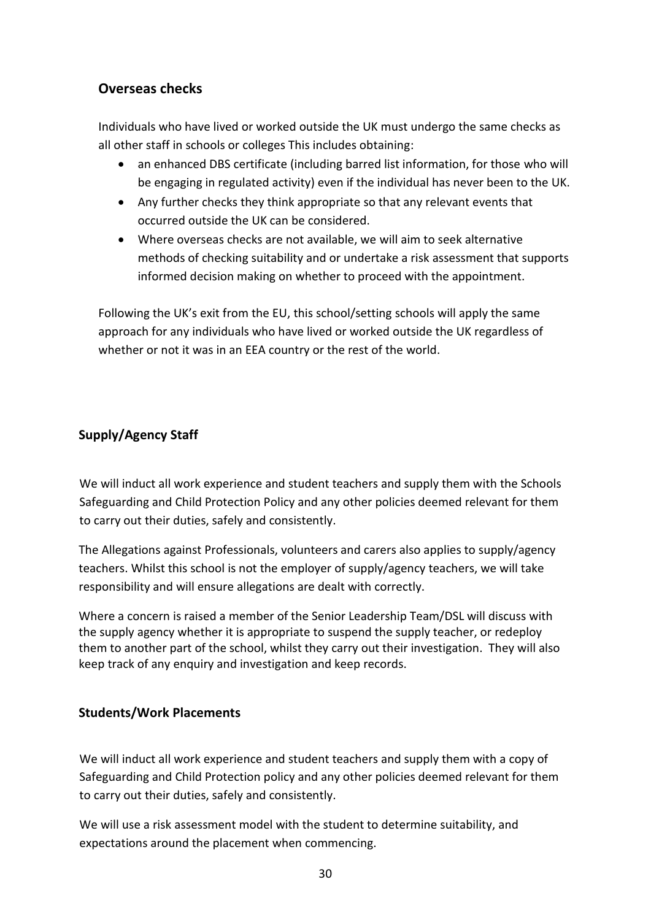## Overseas checks

Individuals who have lived or worked outside the UK must undergo the same checks as all other staff in schools or colleges This includes obtaining:

- an enhanced DBS certificate (including barred list information, for those who will be engaging in regulated activity) even if the individual has never been to the UK.
- Any further checks they think appropriate so that any relevant events that occurred outside the UK can be considered.
- Where overseas checks are not available, we will aim to seek alternative methods of checking suitability and or undertake a risk assessment that supports informed decision making on whether to proceed with the appointment.

Following the UK's exit from the EU, this school/setting schools will apply the same approach for any individuals who have lived or worked outside the UK regardless of whether or not it was in an EEA country or the rest of the world.

## Supply/Agency Staff

We will induct all work experience and student teachers and supply them with the Schools Safeguarding and Child Protection Policy and any other policies deemed relevant for them to carry out their duties, safely and consistently.

The Allegations against Professionals, volunteers and carers also applies to supply/agency teachers. Whilst this school is not the employer of supply/agency teachers, we will take responsibility and will ensure allegations are dealt with correctly.

Where a concern is raised a member of the Senior Leadership Team/DSL will discuss with the supply agency whether it is appropriate to suspend the supply teacher, or redeploy them to another part of the school, whilst they carry out their investigation. They will also keep track of any enquiry and investigation and keep records.

## Students/Work Placements

We will induct all work experience and student teachers and supply them with a copy of Safeguarding and Child Protection policy and any other policies deemed relevant for them to carry out their duties, safely and consistently.

We will use a risk assessment model with the student to determine suitability, and expectations around the placement when commencing.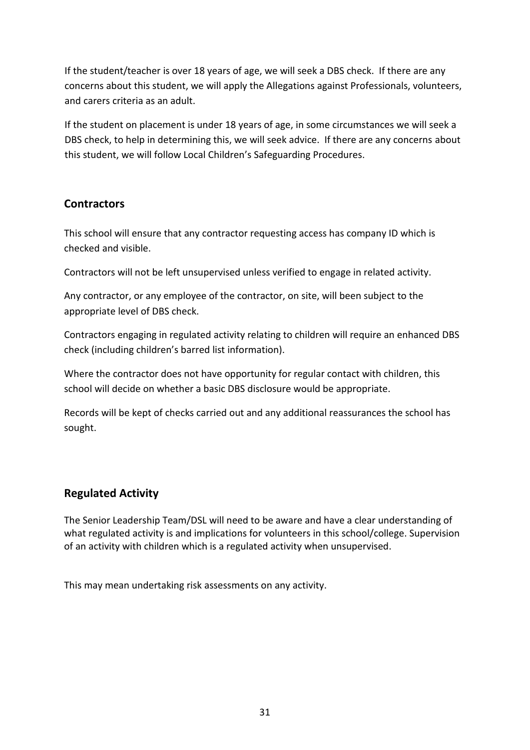If the student/teacher is over 18 years of age, we will seek a DBS check. If there are any concerns about this student, we will apply the Allegations against Professionals, volunteers, and carers criteria as an adult.

If the student on placement is under 18 years of age, in some circumstances we will seek a DBS check, to help in determining this, we will seek advice. If there are any concerns about this student, we will follow Local Children's Safeguarding Procedures.

## Contractors

This school will ensure that any contractor requesting access has company ID which is checked and visible.

Contractors will not be left unsupervised unless verified to engage in related activity.

Any contractor, or any employee of the contractor, on site, will been subject to the appropriate level of DBS check.

Contractors engaging in regulated activity relating to children will require an enhanced DBS check (including children's barred list information).

Where the contractor does not have opportunity for regular contact with children, this school will decide on whether a basic DBS disclosure would be appropriate.

Records will be kept of checks carried out and any additional reassurances the school has sought.

## Regulated Activity

The Senior Leadership Team/DSL will need to be aware and have a clear understanding of what regulated activity is and implications for volunteers in this school/college. Supervision of an activity with children which is a regulated activity when unsupervised.

This may mean undertaking risk assessments on any activity.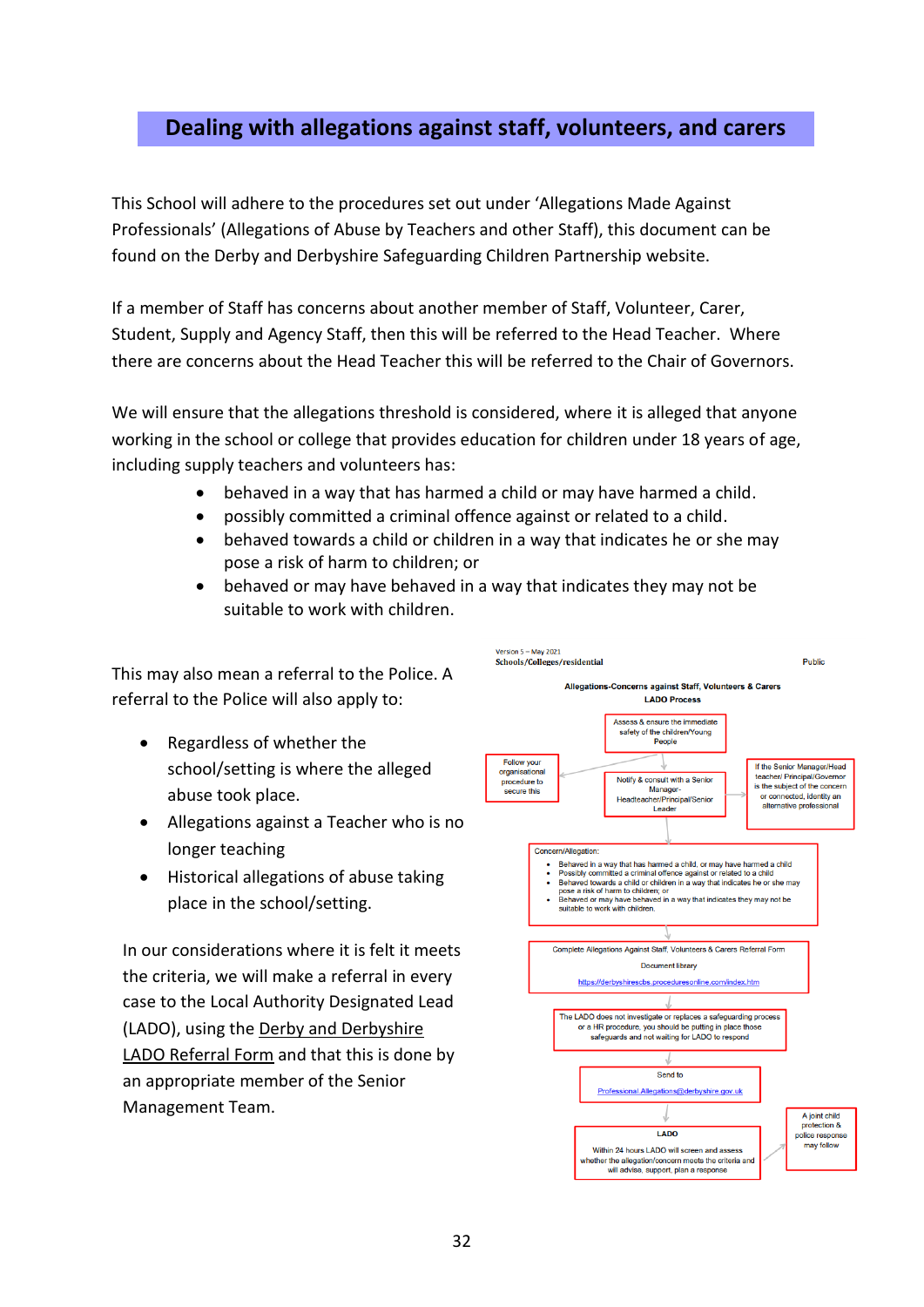## Dealing with allegations against staff, volunteers, and carers

This School will adhere to the procedures set out under 'Allegations Made Against Professionals' (Allegations of Abuse by Teachers and other Staff), this document can be found on the Derby and Derbyshire Safeguarding Children Partnership website.

If a member of Staff has concerns about another member of Staff, Volunteer, Carer, Student, Supply and Agency Staff, then this will be referred to the Head Teacher. Where there are concerns about the Head Teacher this will be referred to the Chair of Governors.

We will ensure that the allegations threshold is considered, where it is alleged that anyone working in the school or college that provides education for children under 18 years of age, including supply teachers and volunteers has:

- behaved in a way that has harmed a child or may have harmed a child.
- possibly committed a criminal offence against or related to a child.
- behaved towards a child or children in a way that indicates he or she may pose a risk of harm to children; or
- behaved or may have behaved in a way that indicates they may not be suitable to work with children.

This may also mean a referral to the Police. A referral to the Police will also apply to:

- Regardless of whether the school/setting is where the alleged abuse took place.
- Allegations against a Teacher who is no longer teaching
- Historical allegations of abuse taking place in the school/setting.

In our considerations where it is felt it meets the criteria, we will make a referral in every case to the Local Authority Designated Lead (LADO), using the Derby and Derbyshire LADO Referral Form and that this is done by an appropriate member of the Senior Management Team.

Version 5 – May 2021
Schools/Colleges/residential — Public

**Allegations-Concerns against Staff, Volunteers & Carers**
**LADO Process**

- Assess & ensure the immediate safety of the children/Young People
- Notify & consult with a Senior Manager-Headteacher/Principal/Senior Leader
  - Follow your organisational procedure to secure this
  - If the Senior Manager/Head teacher/ Principal/Governor is the subject of the concern or connected, identify an alternative professional
- Concern/Allegation:
  - Behaved in a way that has harmed a child, or may have harmed a child
  - Possibly committed a criminal offence against or related to a child
  - Behaved towards a child or children in a way that indicates he or she may pose a risk of harm to children; or
  - Behaved or may have behaved in a way that indicates they may not be suitable to work with children.
- Complete Allegations Against Staff, Volunteers & Carers Referral Form
  Document library
  https://derbyshirescbs.proceduresonline.com/index.htm
- The LADO does not investigate or replaces a safeguarding process or a HR procedure, you should be putting in place those safeguards and not waiting for LADO to respond
- Send to
  Professional.Allegations@derbyshire.gov.uk
- **LADO**
  Within 24 hours LADO will screen and assess whether the allegation/concern meets the criteria and will advise, support, plan a response
  - A joint child protection & police response may follow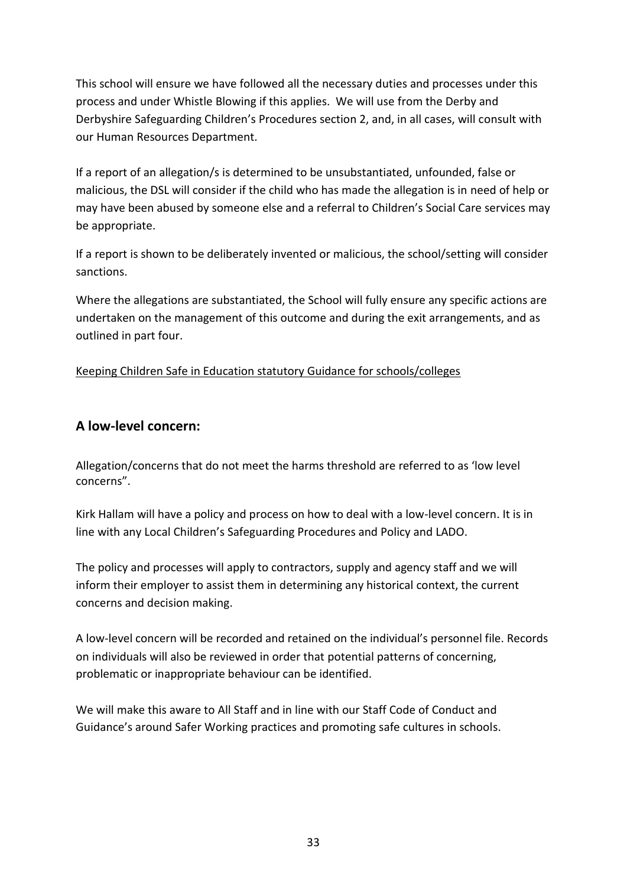This school will ensure we have followed all the necessary duties and processes under this process and under Whistle Blowing if this applies. We will use from the Derby and Derbyshire Safeguarding Children's Procedures section 2, and, in all cases, will consult with our Human Resources Department.

If a report of an allegation/s is determined to be unsubstantiated, unfounded, false or malicious, the DSL will consider if the child who has made the allegation is in need of help or may have been abused by someone else and a referral to Children's Social Care services may be appropriate.

If a report is shown to be deliberately invented or malicious, the school/setting will consider sanctions.

Where the allegations are substantiated, the School will fully ensure any specific actions are undertaken on the management of this outcome and during the exit arrangements, and as outlined in part four.

Keeping Children Safe in Education statutory Guidance for schools/colleges

## A low-level concern:

Allegation/concerns that do not meet the harms threshold are referred to as 'low level concerns".

Kirk Hallam will have a policy and process on how to deal with a low-level concern. It is in line with any Local Children's Safeguarding Procedures and Policy and LADO.

The policy and processes will apply to contractors, supply and agency staff and we will inform their employer to assist them in determining any historical context, the current concerns and decision making.

A low-level concern will be recorded and retained on the individual's personnel file. Records on individuals will also be reviewed in order that potential patterns of concerning, problematic or inappropriate behaviour can be identified.

We will make this aware to All Staff and in line with our Staff Code of Conduct and Guidance's around Safer Working practices and promoting safe cultures in schools.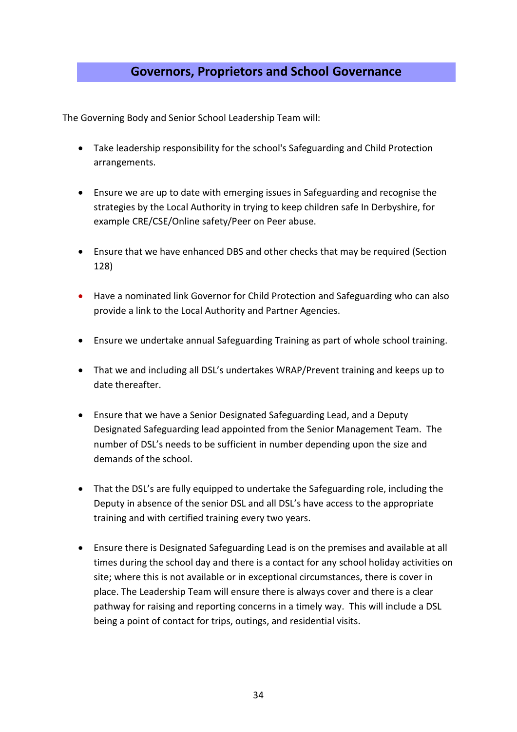## Governors, Proprietors and School Governance

The Governing Body and Senior School Leadership Team will:

- Take leadership responsibility for the school's Safeguarding and Child Protection arrangements.
- Ensure we are up to date with emerging issues in Safeguarding and recognise the strategies by the Local Authority in trying to keep children safe In Derbyshire, for example CRE/CSE/Online safety/Peer on Peer abuse.
- Ensure that we have enhanced DBS and other checks that may be required (Section 128)
- Have a nominated link Governor for Child Protection and Safeguarding who can also provide a link to the Local Authority and Partner Agencies.
- Ensure we undertake annual Safeguarding Training as part of whole school training.
- That we and including all DSL's undertakes WRAP/Prevent training and keeps up to date thereafter.
- Ensure that we have a Senior Designated Safeguarding Lead, and a Deputy Designated Safeguarding lead appointed from the Senior Management Team. The number of DSL's needs to be sufficient in number depending upon the size and demands of the school.
- That the DSL's are fully equipped to undertake the Safeguarding role, including the Deputy in absence of the senior DSL and all DSL's have access to the appropriate training and with certified training every two years.
- Ensure there is Designated Safeguarding Lead is on the premises and available at all times during the school day and there is a contact for any school holiday activities on site; where this is not available or in exceptional circumstances, there is cover in place. The Leadership Team will ensure there is always cover and there is a clear pathway for raising and reporting concerns in a timely way. This will include a DSL being a point of contact for trips, outings, and residential visits.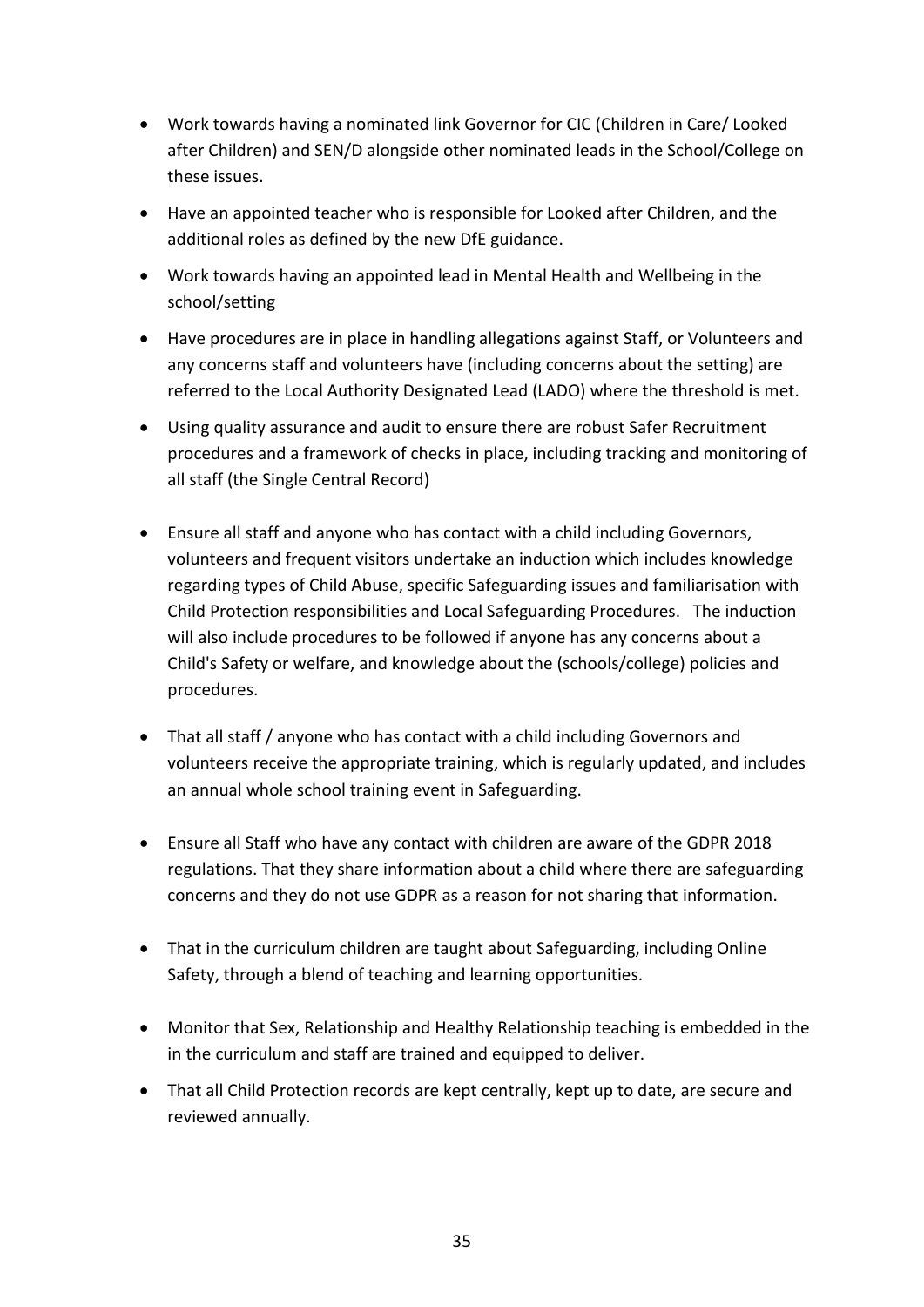- Work towards having a nominated link Governor for CIC (Children in Care/ Looked after Children) and SEN/D alongside other nominated leads in the School/College on these issues.
- Have an appointed teacher who is responsible for Looked after Children, and the additional roles as defined by the new DfE guidance.
- Work towards having an appointed lead in Mental Health and Wellbeing in the school/setting
- Have procedures are in place in handling allegations against Staff, or Volunteers and any concerns staff and volunteers have (including concerns about the setting) are referred to the Local Authority Designated Lead (LADO) where the threshold is met.
- Using quality assurance and audit to ensure there are robust Safer Recruitment procedures and a framework of checks in place, including tracking and monitoring of all staff (the Single Central Record)
- Ensure all staff and anyone who has contact with a child including Governors, volunteers and frequent visitors undertake an induction which includes knowledge regarding types of Child Abuse, specific Safeguarding issues and familiarisation with Child Protection responsibilities and Local Safeguarding Procedures. The induction will also include procedures to be followed if anyone has any concerns about a Child's Safety or welfare, and knowledge about the (schools/college) policies and procedures.
- That all staff / anyone who has contact with a child including Governors and volunteers receive the appropriate training, which is regularly updated, and includes an annual whole school training event in Safeguarding.
- Ensure all Staff who have any contact with children are aware of the GDPR 2018 regulations. That they share information about a child where there are safeguarding concerns and they do not use GDPR as a reason for not sharing that information.
- That in the curriculum children are taught about Safeguarding, including Online Safety, through a blend of teaching and learning opportunities.
- Monitor that Sex, Relationship and Healthy Relationship teaching is embedded in the in the curriculum and staff are trained and equipped to deliver.
- That all Child Protection records are kept centrally, kept up to date, are secure and reviewed annually.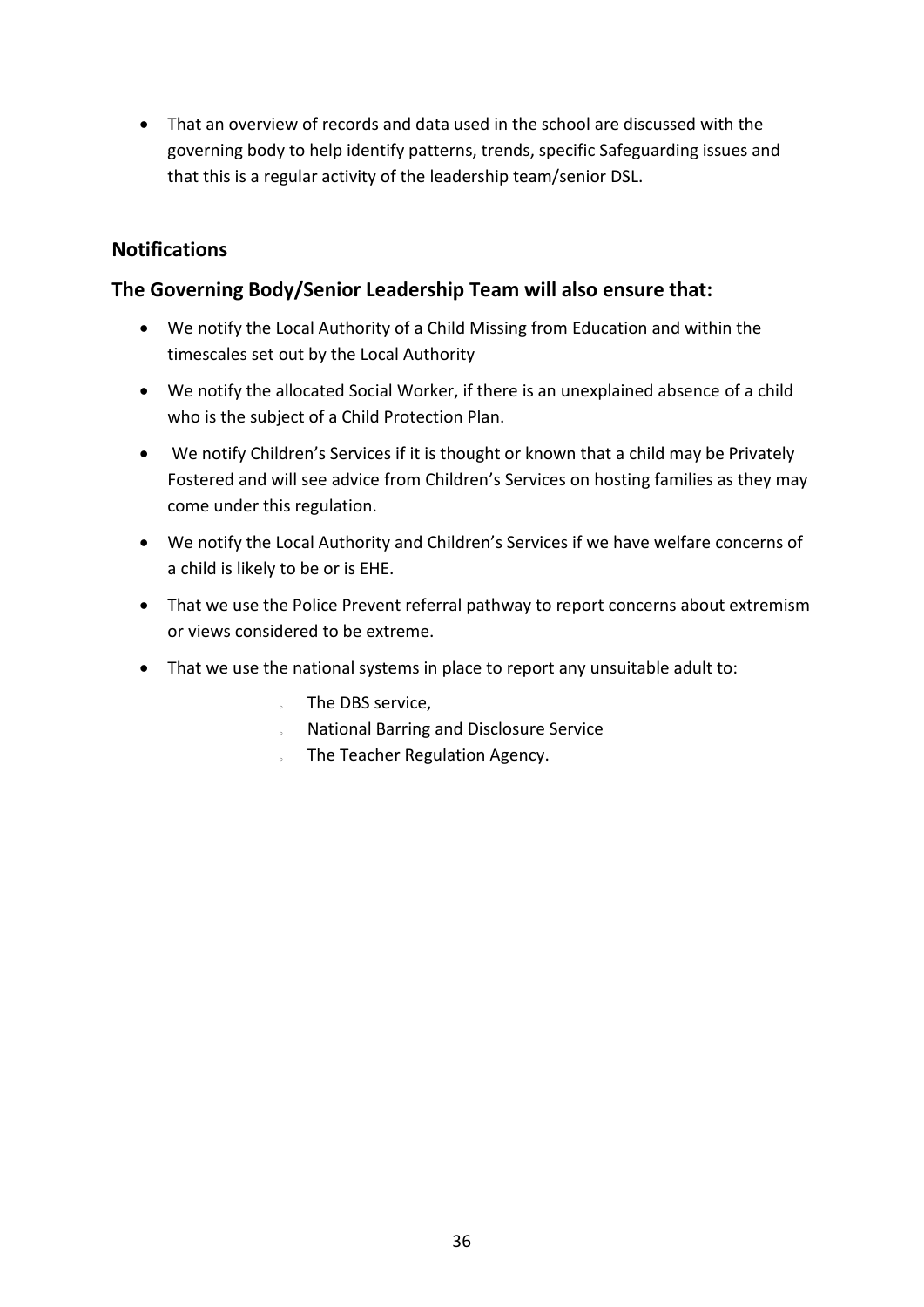- That an overview of records and data used in the school are discussed with the governing body to help identify patterns, trends, specific Safeguarding issues and that this is a regular activity of the leadership team/senior DSL.

## Notifications

## The Governing Body/Senior Leadership Team will also ensure that:

- We notify the Local Authority of a Child Missing from Education and within the timescales set out by the Local Authority
- We notify the allocated Social Worker, if there is an unexplained absence of a child who is the subject of a Child Protection Plan.
- We notify Children's Services if it is thought or known that a child may be Privately Fostered and will see advice from Children's Services on hosting families as they may come under this regulation.
- We notify the Local Authority and Children's Services if we have welfare concerns of a child is likely to be or is EHE.
- That we use the Police Prevent referral pathway to report concerns about extremism or views considered to be extreme.
- That we use the national systems in place to report any unsuitable adult to:
    - The DBS service,
    - National Barring and Disclosure Service
    - The Teacher Regulation Agency.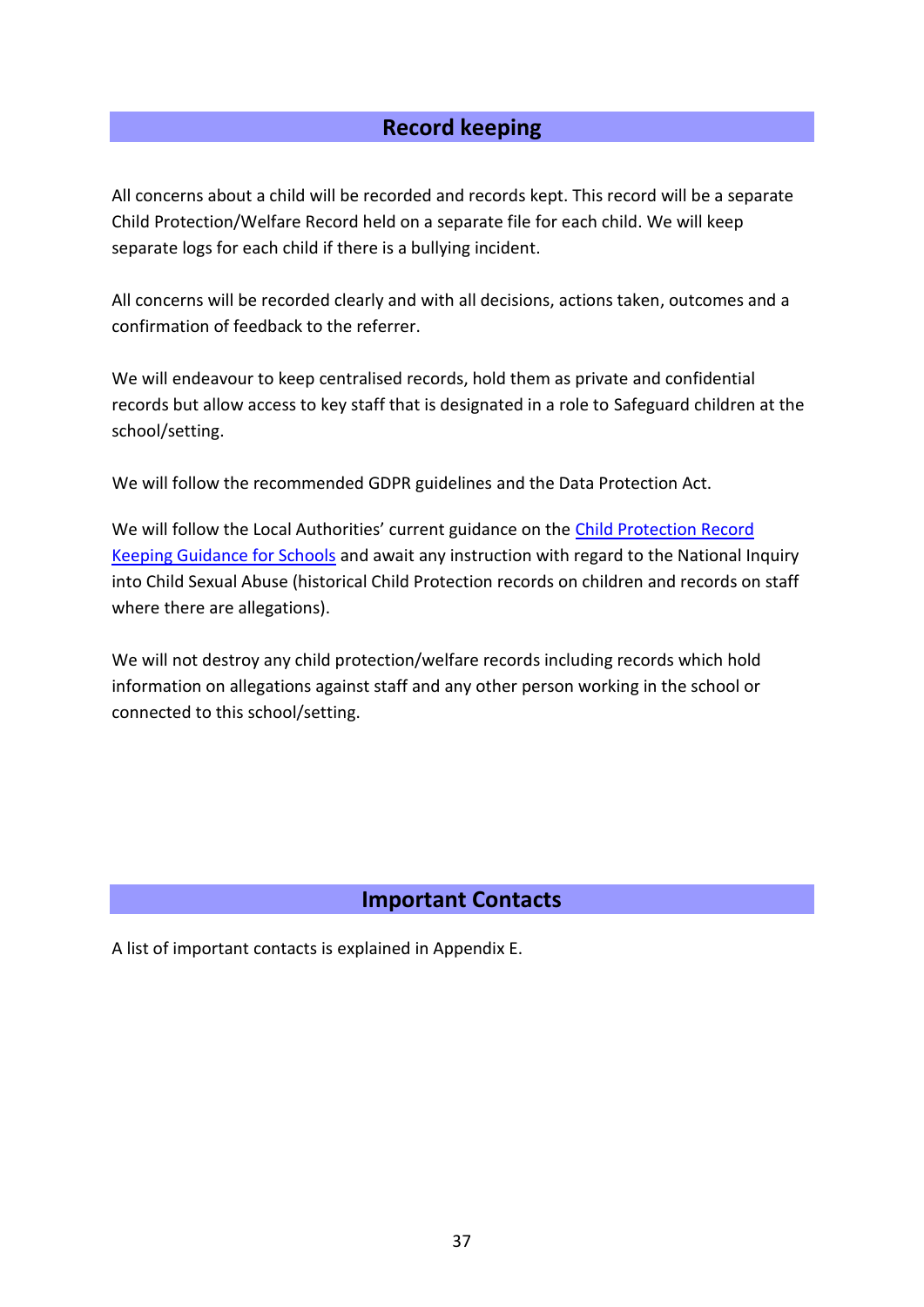## Record keeping

All concerns about a child will be recorded and records kept. This record will be a separate Child Protection/Welfare Record held on a separate file for each child. We will keep separate logs for each child if there is a bullying incident.

All concerns will be recorded clearly and with all decisions, actions taken, outcomes and a confirmation of feedback to the referrer.

We will endeavour to keep centralised records, hold them as private and confidential records but allow access to key staff that is designated in a role to Safeguard children at the school/setting.

We will follow the recommended GDPR guidelines and the Data Protection Act.

We will follow the Local Authorities' current guidance on the Child Protection Record Keeping Guidance for Schools and await any instruction with regard to the National Inquiry into Child Sexual Abuse (historical Child Protection records on children and records on staff where there are allegations).

We will not destroy any child protection/welfare records including records which hold information on allegations against staff and any other person working in the school or connected to this school/setting.

## Important Contacts

A list of important contacts is explained in Appendix E.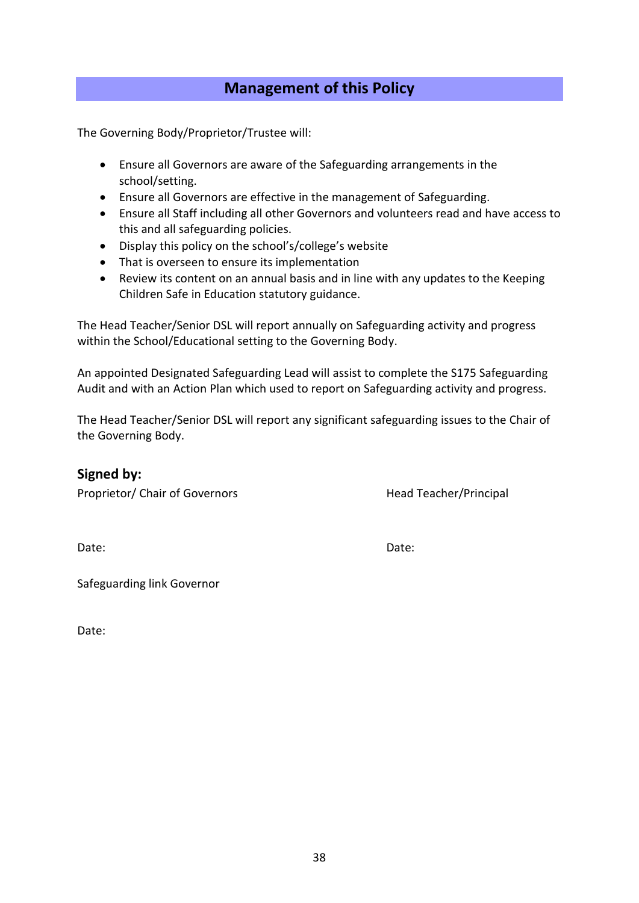## Management of this Policy

The Governing Body/Proprietor/Trustee will:

- Ensure all Governors are aware of the Safeguarding arrangements in the school/setting.
- Ensure all Governors are effective in the management of Safeguarding.
- Ensure all Staff including all other Governors and volunteers read and have access to this and all safeguarding policies.
- Display this policy on the school's/college's website
- That is overseen to ensure its implementation
- Review its content on an annual basis and in line with any updates to the Keeping Children Safe in Education statutory guidance.

The Head Teacher/Senior DSL will report annually on Safeguarding activity and progress within the School/Educational setting to the Governing Body.

An appointed Designated Safeguarding Lead will assist to complete the S175 Safeguarding Audit and with an Action Plan which used to report on Safeguarding activity and progress.

The Head Teacher/Senior DSL will report any significant safeguarding issues to the Chair of the Governing Body.

### Signed by:

Proprietor/ Chair of Governors

Date:

Head Teacher/Principal

Date:

Safeguarding link Governor

Date: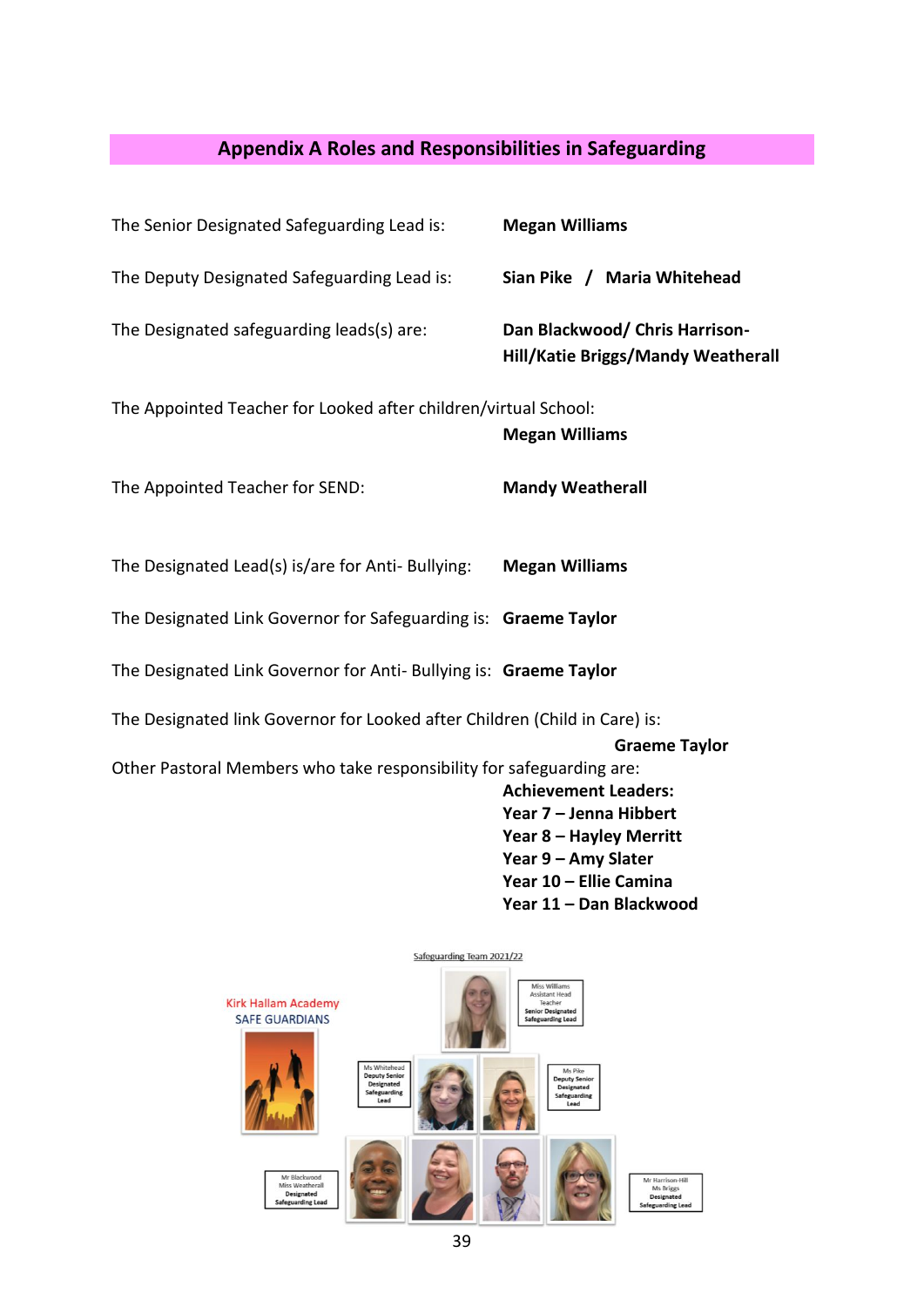## Appendix A Roles and Responsibilities in Safeguarding

The Senior Designated Safeguarding Lead is: **Megan Williams**

The Deputy Designated Safeguarding Lead is: **Sian Pike / Maria Whitehead**

The Designated safeguarding leads(s) are: **Dan Blackwood/ Chris Harrison-Hill/Katie Briggs/Mandy Weatherall**

The Appointed Teacher for Looked after children/virtual School: **Megan Williams**

The Appointed Teacher for SEND: **Mandy Weatherall**

The Designated Lead(s) is/are for Anti- Bullying: **Megan Williams**

The Designated Link Governor for Safeguarding is: **Graeme Taylor**

The Designated Link Governor for Anti- Bullying is: **Graeme Taylor**

The Designated link Governor for Looked after Children (Child in Care) is: **Graeme Taylor**

Other Pastoral Members who take responsibility for safeguarding are:

**Achievement Leaders:**
**Year 7 – Jenna Hibbert**
**Year 8 – Hayley Merritt**
**Year 9 – Amy Slater**
**Year 10 – Ellie Camina**
**Year 11 – Dan Blackwood**

Safeguarding Team 2021/22

Kirk Hallam Academy SAFE GUARDIANS

Miss Williams Assistant Head Teacher Senior Designated Safeguarding Lead

Ms Whitehead Deputy Senior Designated Safeguarding Lead

Ms Pike Deputy Senior Designated Safeguarding Lead

Mr Blackwood Miss Weatherall Designated Safeguarding Lead

Mr Harrison-Hill Ms Briggs Designated Safeguarding Lead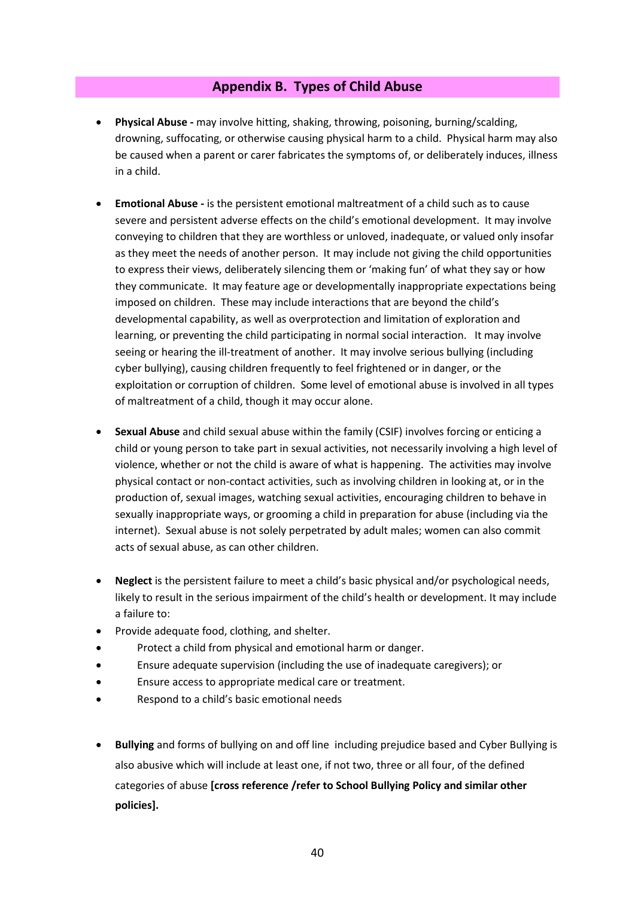## Appendix B. Types of Child Abuse

- **Physical Abuse -** may involve hitting, shaking, throwing, poisoning, burning/scalding, drowning, suffocating, or otherwise causing physical harm to a child. Physical harm may also be caused when a parent or carer fabricates the symptoms of, or deliberately induces, illness in a child.

- **Emotional Abuse -** is the persistent emotional maltreatment of a child such as to cause severe and persistent adverse effects on the child's emotional development. It may involve conveying to children that they are worthless or unloved, inadequate, or valued only insofar as they meet the needs of another person. It may include not giving the child opportunities to express their views, deliberately silencing them or 'making fun' of what they say or how they communicate. It may feature age or developmentally inappropriate expectations being imposed on children. These may include interactions that are beyond the child's developmental capability, as well as overprotection and limitation of exploration and learning, or preventing the child participating in normal social interaction. It may involve seeing or hearing the ill-treatment of another. It may involve serious bullying (including cyber bullying), causing children frequently to feel frightened or in danger, or the exploitation or corruption of children. Some level of emotional abuse is involved in all types of maltreatment of a child, though it may occur alone.

- **Sexual Abuse** and child sexual abuse within the family (CSIF) involves forcing or enticing a child or young person to take part in sexual activities, not necessarily involving a high level of violence, whether or not the child is aware of what is happening. The activities may involve physical contact or non-contact activities, such as involving children in looking at, or in the production of, sexual images, watching sexual activities, encouraging children to behave in sexually inappropriate ways, or grooming a child in preparation for abuse (including via the internet). Sexual abuse is not solely perpetrated by adult males; women can also commit acts of sexual abuse, as can other children.

- **Neglect** is the persistent failure to meet a child's basic physical and/or psychological needs, likely to result in the serious impairment of the child's health or development. It may include a failure to:
- Provide adequate food, clothing, and shelter.
- Protect a child from physical and emotional harm or danger.
- Ensure adequate supervision (including the use of inadequate caregivers); or
- Ensure access to appropriate medical care or treatment.
- Respond to a child's basic emotional needs

- **Bullying** and forms of bullying on and off line including prejudice based and Cyber Bullying is also abusive which will include at least one, if not two, three or all four, of the defined categories of abuse **[cross reference /refer to School Bullying Policy and similar other policies].**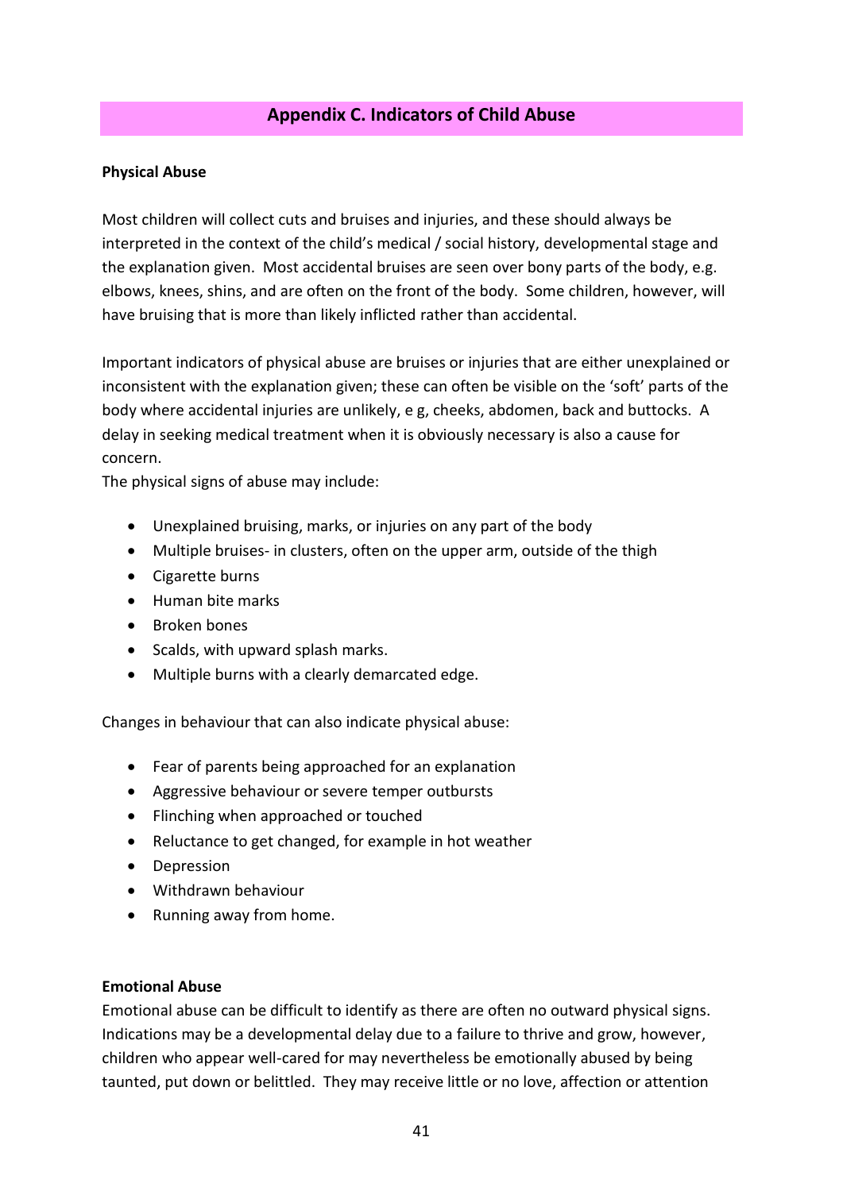## Appendix C. Indicators of Child Abuse

**Physical Abuse**

Most children will collect cuts and bruises and injuries, and these should always be interpreted in the context of the child's medical / social history, developmental stage and the explanation given. Most accidental bruises are seen over bony parts of the body, e.g. elbows, knees, shins, and are often on the front of the body. Some children, however, will have bruising that is more than likely inflicted rather than accidental.

Important indicators of physical abuse are bruises or injuries that are either unexplained or inconsistent with the explanation given; these can often be visible on the 'soft' parts of the body where accidental injuries are unlikely, e g, cheeks, abdomen, back and buttocks. A delay in seeking medical treatment when it is obviously necessary is also a cause for concern.
The physical signs of abuse may include:

- Unexplained bruising, marks, or injuries on any part of the body
- Multiple bruises- in clusters, often on the upper arm, outside of the thigh
- Cigarette burns
- Human bite marks
- Broken bones
- Scalds, with upward splash marks.
- Multiple burns with a clearly demarcated edge.

Changes in behaviour that can also indicate physical abuse:

- Fear of parents being approached for an explanation
- Aggressive behaviour or severe temper outbursts
- Flinching when approached or touched
- Reluctance to get changed, for example in hot weather
- Depression
- Withdrawn behaviour
- Running away from home.

**Emotional Abuse**

Emotional abuse can be difficult to identify as there are often no outward physical signs. Indications may be a developmental delay due to a failure to thrive and grow, however, children who appear well-cared for may nevertheless be emotionally abused by being taunted, put down or belittled. They may receive little or no love, affection or attention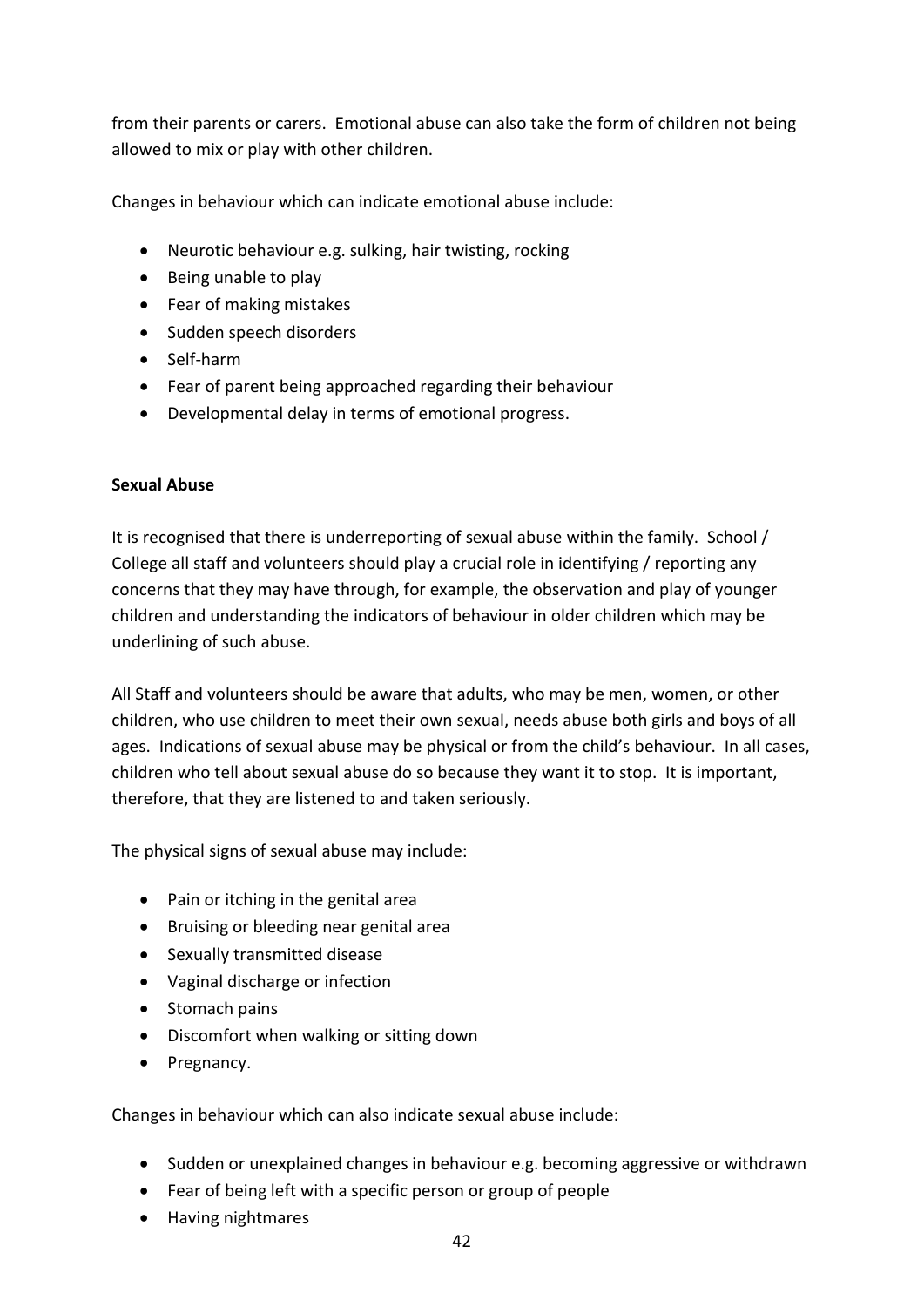from their parents or carers. Emotional abuse can also take the form of children not being allowed to mix or play with other children.

Changes in behaviour which can indicate emotional abuse include:

- Neurotic behaviour e.g. sulking, hair twisting, rocking
- Being unable to play
- Fear of making mistakes
- Sudden speech disorders
- Self-harm
- Fear of parent being approached regarding their behaviour
- Developmental delay in terms of emotional progress.

**Sexual Abuse**

It is recognised that there is underreporting of sexual abuse within the family. School / College all staff and volunteers should play a crucial role in identifying / reporting any concerns that they may have through, for example, the observation and play of younger children and understanding the indicators of behaviour in older children which may be underlining of such abuse.

All Staff and volunteers should be aware that adults, who may be men, women, or other children, who use children to meet their own sexual, needs abuse both girls and boys of all ages. Indications of sexual abuse may be physical or from the child's behaviour. In all cases, children who tell about sexual abuse do so because they want it to stop. It is important, therefore, that they are listened to and taken seriously.

The physical signs of sexual abuse may include:

- Pain or itching in the genital area
- Bruising or bleeding near genital area
- Sexually transmitted disease
- Vaginal discharge or infection
- Stomach pains
- Discomfort when walking or sitting down
- Pregnancy.

Changes in behaviour which can also indicate sexual abuse include:

- Sudden or unexplained changes in behaviour e.g. becoming aggressive or withdrawn
- Fear of being left with a specific person or group of people
- Having nightmares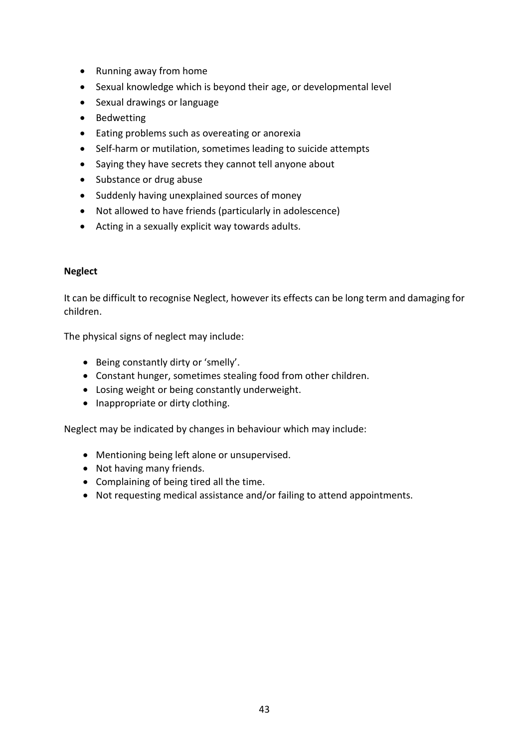- Running away from home
- Sexual knowledge which is beyond their age, or developmental level
- Sexual drawings or language
- Bedwetting
- Eating problems such as overeating or anorexia
- Self-harm or mutilation, sometimes leading to suicide attempts
- Saying they have secrets they cannot tell anyone about
- Substance or drug abuse
- Suddenly having unexplained sources of money
- Not allowed to have friends (particularly in adolescence)
- Acting in a sexually explicit way towards adults.

**Neglect**

It can be difficult to recognise Neglect, however its effects can be long term and damaging for children.

The physical signs of neglect may include:

- Being constantly dirty or 'smelly'.
- Constant hunger, sometimes stealing food from other children.
- Losing weight or being constantly underweight.
- Inappropriate or dirty clothing.

Neglect may be indicated by changes in behaviour which may include:

- Mentioning being left alone or unsupervised.
- Not having many friends.
- Complaining of being tired all the time.
- Not requesting medical assistance and/or failing to attend appointments.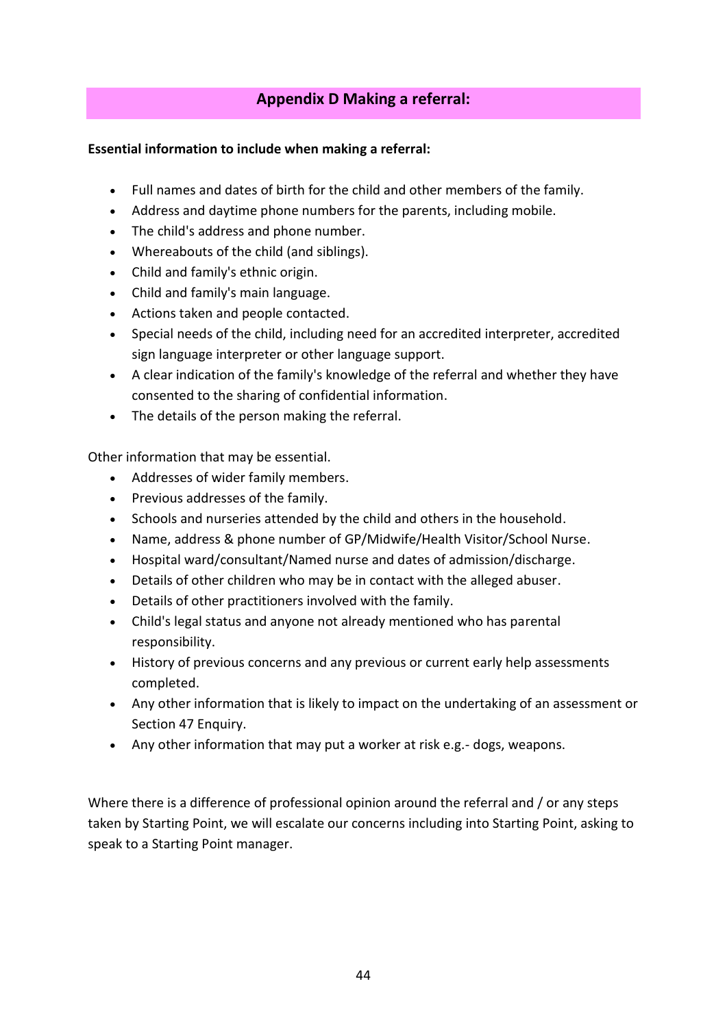## Appendix D Making a referral:

**Essential information to include when making a referral:**

- Full names and dates of birth for the child and other members of the family.
- Address and daytime phone numbers for the parents, including mobile.
- The child's address and phone number.
- Whereabouts of the child (and siblings).
- Child and family's ethnic origin.
- Child and family's main language.
- Actions taken and people contacted.
- Special needs of the child, including need for an accredited interpreter, accredited sign language interpreter or other language support.
- A clear indication of the family's knowledge of the referral and whether they have consented to the sharing of confidential information.
- The details of the person making the referral.

Other information that may be essential.

- Addresses of wider family members.
- Previous addresses of the family.
- Schools and nurseries attended by the child and others in the household.
- Name, address & phone number of GP/Midwife/Health Visitor/School Nurse.
- Hospital ward/consultant/Named nurse and dates of admission/discharge.
- Details of other children who may be in contact with the alleged abuser.
- Details of other practitioners involved with the family.
- Child's legal status and anyone not already mentioned who has parental responsibility.
- History of previous concerns and any previous or current early help assessments completed.
- Any other information that is likely to impact on the undertaking of an assessment or Section 47 Enquiry.
- Any other information that may put a worker at risk e.g.- dogs, weapons.

Where there is a difference of professional opinion around the referral and / or any steps taken by Starting Point, we will escalate our concerns including into Starting Point, asking to speak to a Starting Point manager.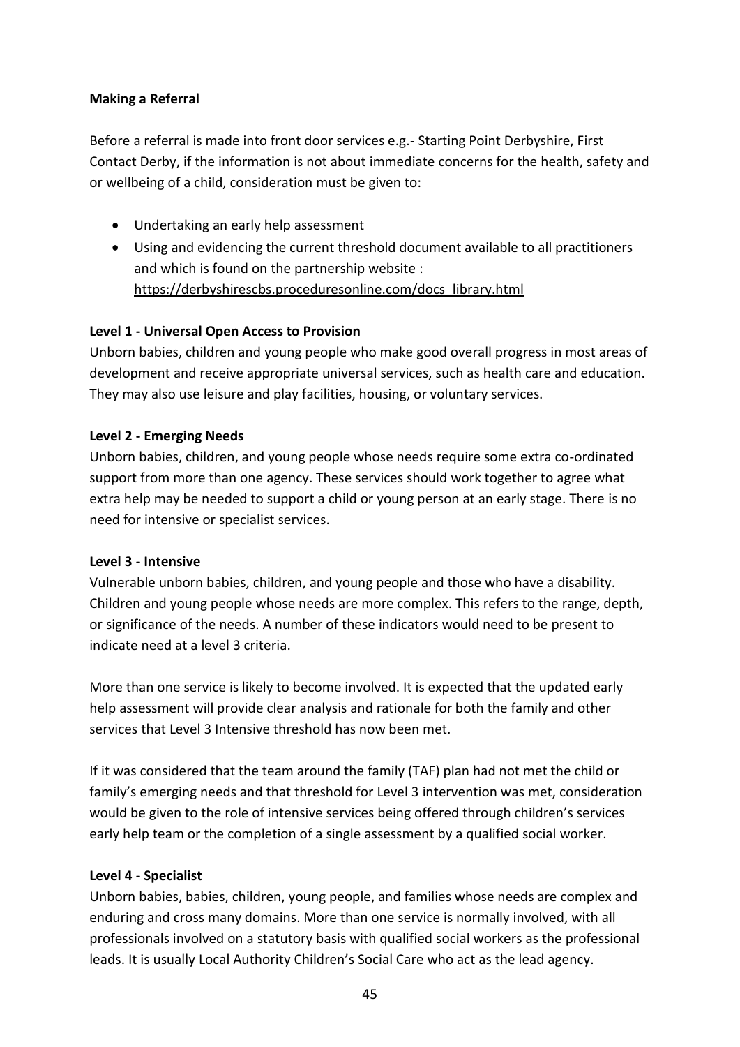**Making a Referral**

Before a referral is made into front door services e.g.- Starting Point Derbyshire, First Contact Derby, if the information is not about immediate concerns for the health, safety and or wellbeing of a child, consideration must be given to:

- Undertaking an early help assessment
- Using and evidencing the current threshold document available to all practitioners and which is found on the partnership website : https://derbyshirescbs.proceduresonline.com/docs_library.html

**Level 1 - Universal Open Access to Provision**

Unborn babies, children and young people who make good overall progress in most areas of development and receive appropriate universal services, such as health care and education. They may also use leisure and play facilities, housing, or voluntary services.

**Level 2 - Emerging Needs**

Unborn babies, children, and young people whose needs require some extra co-ordinated support from more than one agency. These services should work together to agree what extra help may be needed to support a child or young person at an early stage. There is no need for intensive or specialist services.

**Level 3 - Intensive**

Vulnerable unborn babies, children, and young people and those who have a disability. Children and young people whose needs are more complex. This refers to the range, depth, or significance of the needs. A number of these indicators would need to be present to indicate need at a level 3 criteria.

More than one service is likely to become involved. It is expected that the updated early help assessment will provide clear analysis and rationale for both the family and other services that Level 3 Intensive threshold has now been met.

If it was considered that the team around the family (TAF) plan had not met the child or family's emerging needs and that threshold for Level 3 intervention was met, consideration would be given to the role of intensive services being offered through children's services early help team or the completion of a single assessment by a qualified social worker.

**Level 4 - Specialist**

Unborn babies, babies, children, young people, and families whose needs are complex and enduring and cross many domains. More than one service is normally involved, with all professionals involved on a statutory basis with qualified social workers as the professional leads. It is usually Local Authority Children's Social Care who act as the lead agency.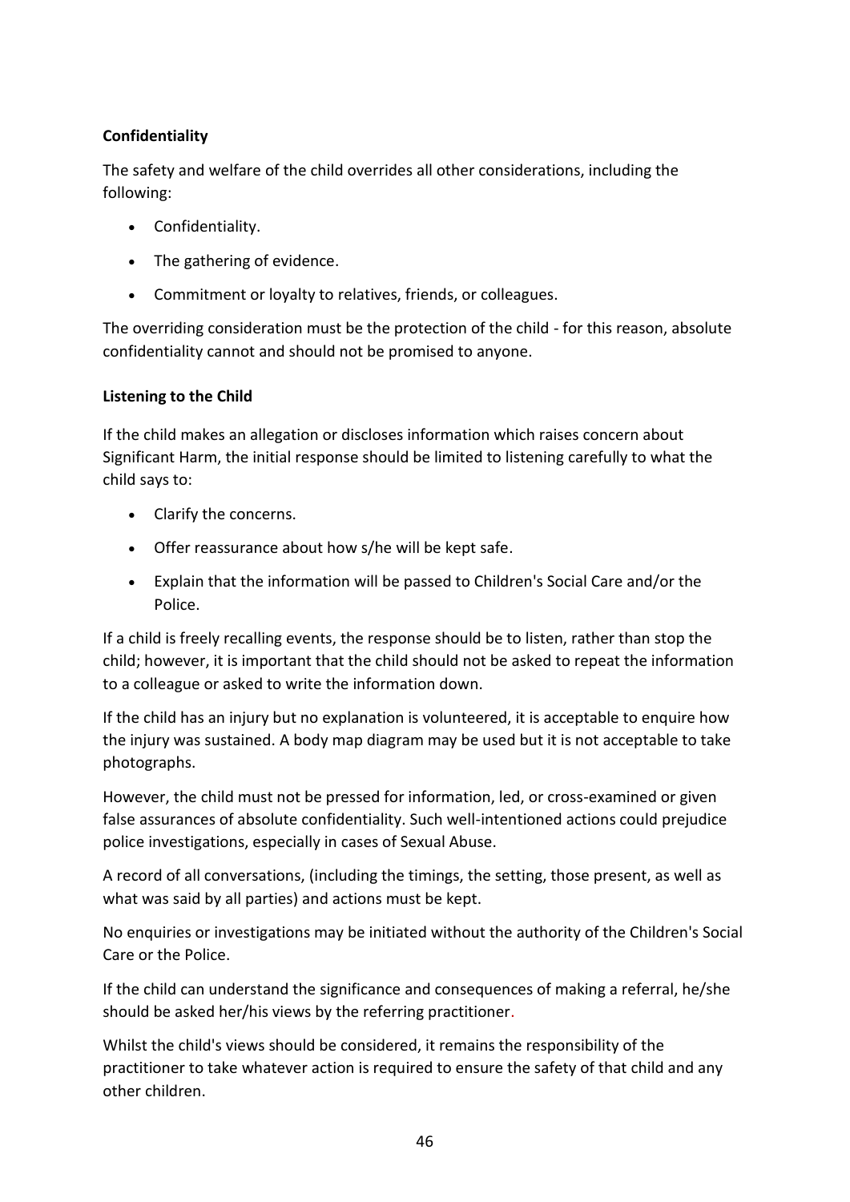**Confidentiality**

The safety and welfare of the child overrides all other considerations, including the following:

- Confidentiality.
- The gathering of evidence.
- Commitment or loyalty to relatives, friends, or colleagues.

The overriding consideration must be the protection of the child - for this reason, absolute confidentiality cannot and should not be promised to anyone.

**Listening to the Child**

If the child makes an allegation or discloses information which raises concern about Significant Harm, the initial response should be limited to listening carefully to what the child says to:

- Clarify the concerns.
- Offer reassurance about how s/he will be kept safe.
- Explain that the information will be passed to Children's Social Care and/or the Police.

If a child is freely recalling events, the response should be to listen, rather than stop the child; however, it is important that the child should not be asked to repeat the information to a colleague or asked to write the information down.

If the child has an injury but no explanation is volunteered, it is acceptable to enquire how the injury was sustained. A body map diagram may be used but it is not acceptable to take photographs.

However, the child must not be pressed for information, led, or cross-examined or given false assurances of absolute confidentiality. Such well-intentioned actions could prejudice police investigations, especially in cases of Sexual Abuse.

A record of all conversations, (including the timings, the setting, those present, as well as what was said by all parties) and actions must be kept.

No enquiries or investigations may be initiated without the authority of the Children's Social Care or the Police.

If the child can understand the significance and consequences of making a referral, he/she should be asked her/his views by the referring practitioner.

Whilst the child's views should be considered, it remains the responsibility of the practitioner to take whatever action is required to ensure the safety of that child and any other children.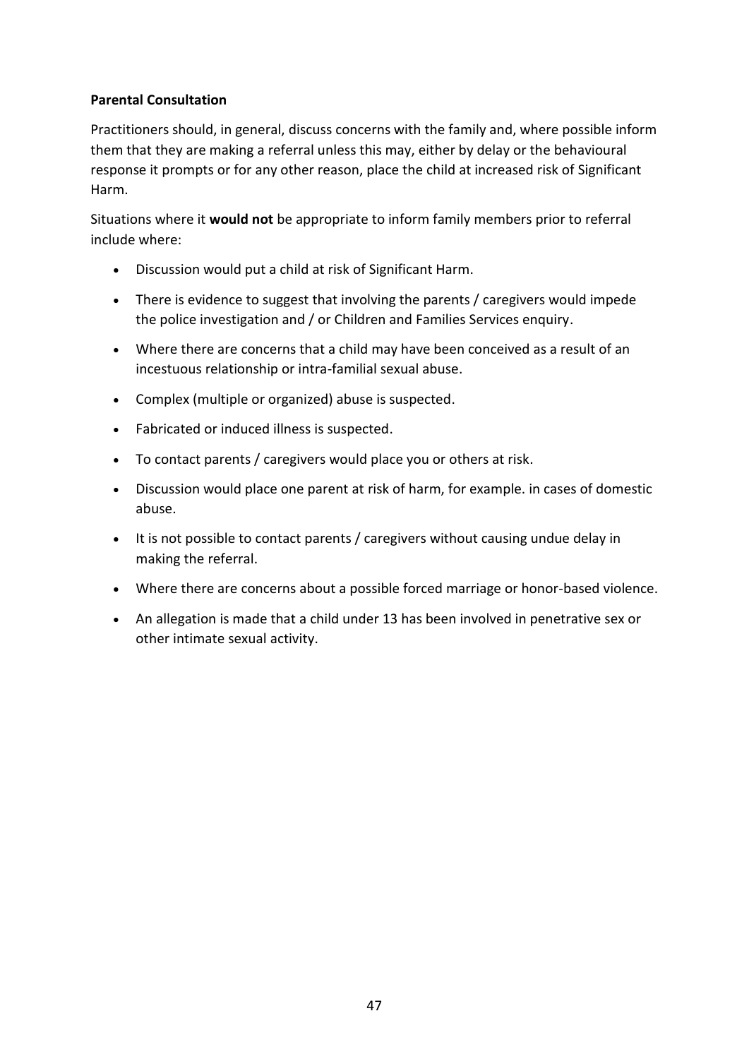**Parental Consultation**

Practitioners should, in general, discuss concerns with the family and, where possible inform them that they are making a referral unless this may, either by delay or the behavioural response it prompts or for any other reason, place the child at increased risk of Significant Harm.

Situations where it **would not** be appropriate to inform family members prior to referral include where:

- Discussion would put a child at risk of Significant Harm.
- There is evidence to suggest that involving the parents / caregivers would impede the police investigation and / or Children and Families Services enquiry.
- Where there are concerns that a child may have been conceived as a result of an incestuous relationship or intra-familial sexual abuse.
- Complex (multiple or organized) abuse is suspected.
- Fabricated or induced illness is suspected.
- To contact parents / caregivers would place you or others at risk.
- Discussion would place one parent at risk of harm, for example. in cases of domestic abuse.
- It is not possible to contact parents / caregivers without causing undue delay in making the referral.
- Where there are concerns about a possible forced marriage or honor-based violence.
- An allegation is made that a child under 13 has been involved in penetrative sex or other intimate sexual activity.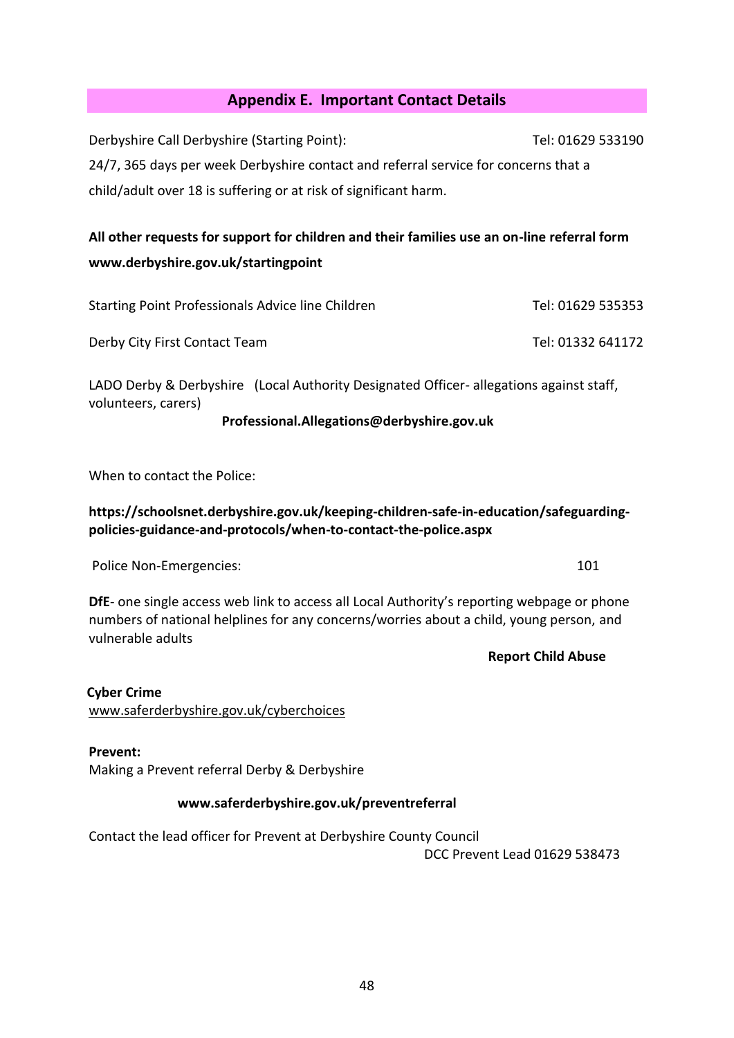## Appendix E. Important Contact Details

Derbyshire Call Derbyshire (Starting Point): Tel: 01629 533190

24/7, 365 days per week Derbyshire contact and referral service for concerns that a child/adult over 18 is suffering or at risk of significant harm.

**All other requests for support for children and their families use an on-line referral form www.derbyshire.gov.uk/startingpoint**

Starting Point Professionals Advice line Children Tel: 01629 535353

Derby City First Contact Team Tel: 01332 641172

LADO Derby & Derbyshire (Local Authority Designated Officer- allegations against staff, volunteers, carers)

**Professional.Allegations@derbyshire.gov.uk**

When to contact the Police:

**https://schoolsnet.derbyshire.gov.uk/keeping-children-safe-in-education/safeguarding-policies-guidance-and-protocols/when-to-contact-the-police.aspx**

Police Non-Emergencies: 101

**DfE**- one single access web link to access all Local Authority's reporting webpage or phone numbers of national helplines for any concerns/worries about a child, young person, and vulnerable adults

**Report Child Abuse**

**Cyber Crime**
www.saferderbyshire.gov.uk/cyberchoices

**Prevent:**
Making a Prevent referral Derby & Derbyshire

**www.saferderbyshire.gov.uk/preventreferral**

Contact the lead officer for Prevent at Derbyshire County Council

DCC Prevent Lead 01629 538473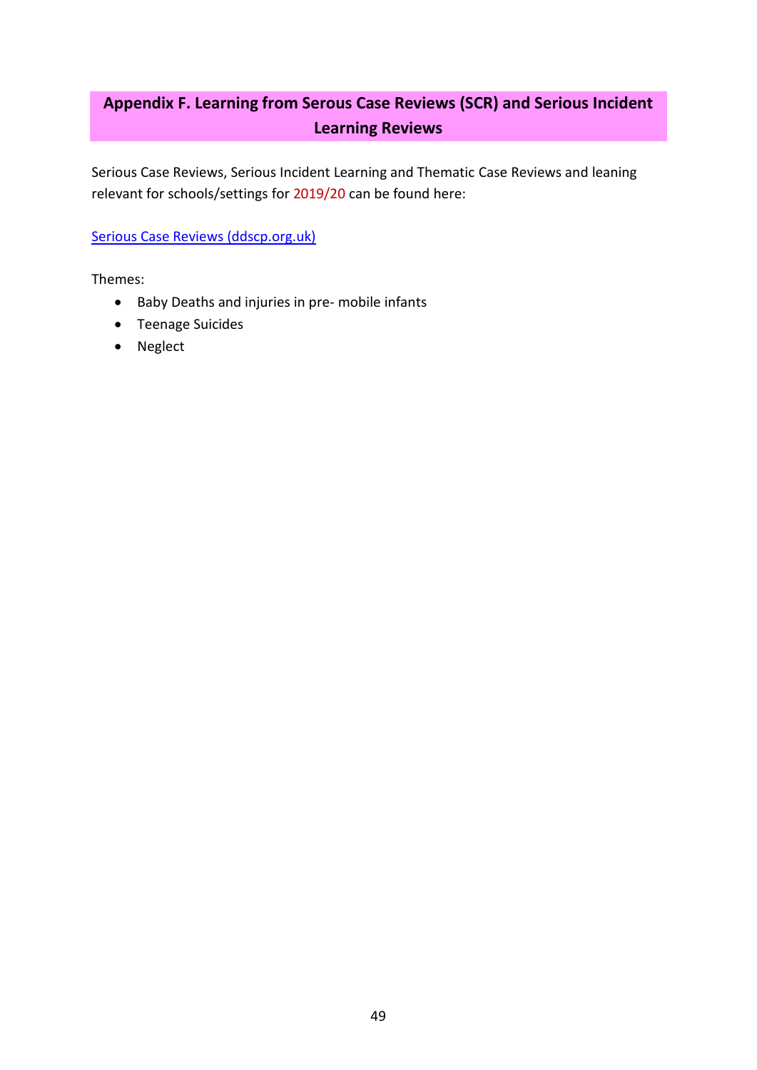## Appendix F. Learning from Serous Case Reviews (SCR) and Serious Incident Learning Reviews

Serious Case Reviews, Serious Incident Learning and Thematic Case Reviews and leaning relevant for schools/settings for 2019/20 can be found here:

[Serious Case Reviews (ddscp.org.uk)](Serious Case Reviews (ddscp.org.uk))

Themes:

- Baby Deaths and injuries in pre- mobile infants
- Teenage Suicides
- Neglect